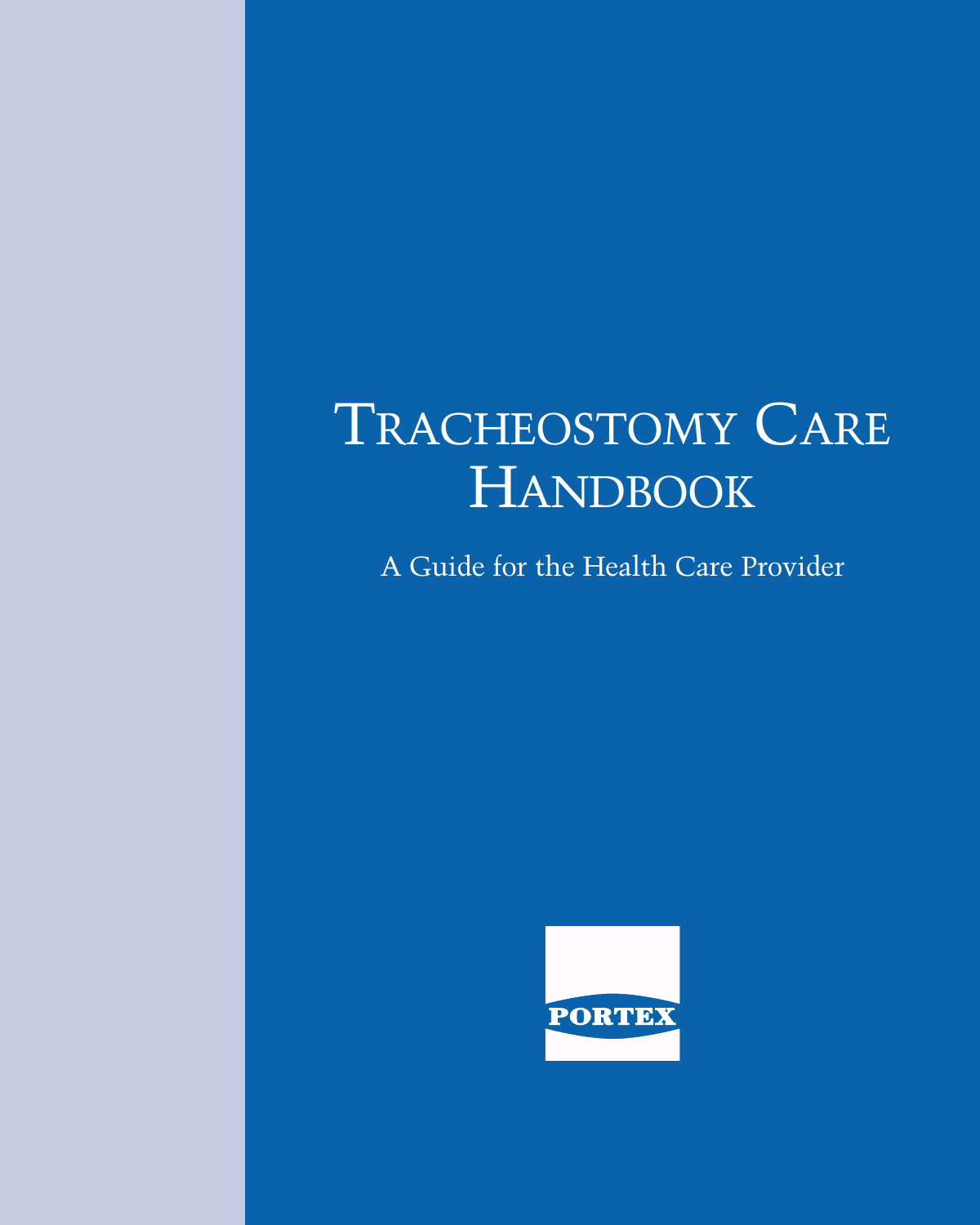# Tracheostomy Care Handbook

A Guide for the Health Care Provider

PORTEX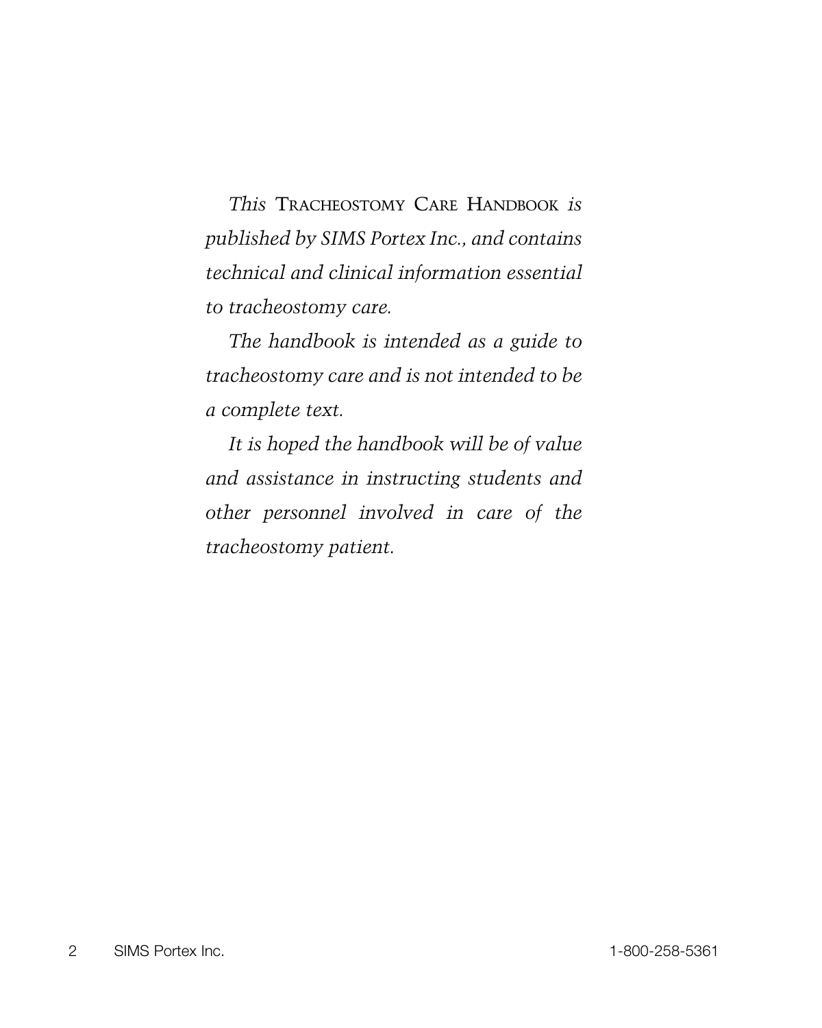*This* TRACHEOSTOMY CARE HANDBOOK *is published by SIMS Portex Inc., and contains technical and clinical information essential to tracheostomy care.*

*The handbook is intended as a guide to tracheostomy care and is not intended to be a complete text.*

*It is hoped the handbook will be of value and assistance in instructing students and other personnel involved in care of the tracheostomy patient.*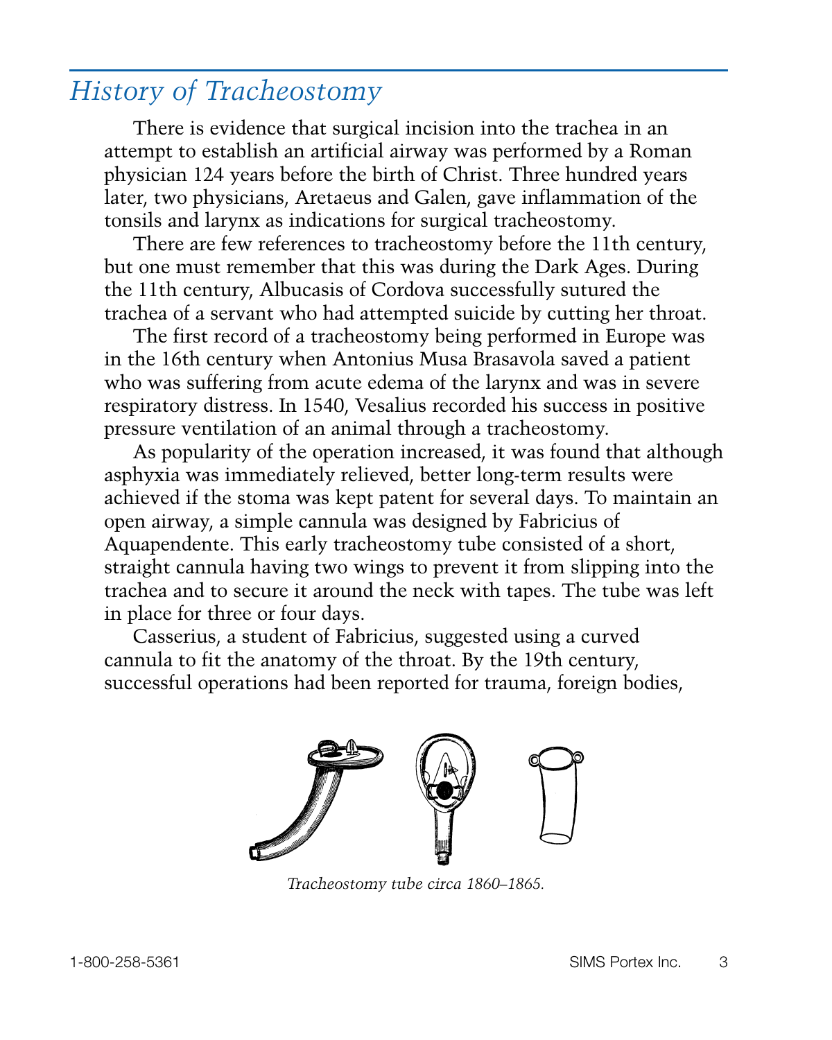## History of Tracheostomy

There is evidence that surgical incision into the trachea in an attempt to establish an artificial airway was performed by a Roman physician 124 years before the birth of Christ. Three hundred years later, two physicians, Aretaeus and Galen, gave inflammation of the tonsils and larynx as indications for surgical tracheostomy.

There are few references to tracheostomy before the 11th century, but one must remember that this was during the Dark Ages. During the 11th century, Albucasis of Cordova successfully sutured the trachea of a servant who had attempted suicide by cutting her throat.

The first record of a tracheostomy being performed in Europe was in the 16th century when Antonius Musa Brasavola saved a patient who was suffering from acute edema of the larynx and was in severe respiratory distress. In 1540, Vesalius recorded his success in positive pressure ventilation of an animal through a tracheostomy.

As popularity of the operation increased, it was found that although asphyxia was immediately relieved, better long-term results were achieved if the stoma was kept patent for several days. To maintain an open airway, a simple cannula was designed by Fabricius of Aquapendente. This early tracheostomy tube consisted of a short, straight cannula having two wings to prevent it from slipping into the trachea and to secure it around the neck with tapes. The tube was left in place for three or four days.

Casserius, a student of Fabricius, suggested using a curved cannula to fit the anatomy of the throat. By the 19th century, successful operations had been reported for trauma, foreign bodies,

*Tracheostomy tube circa 1860–1865.*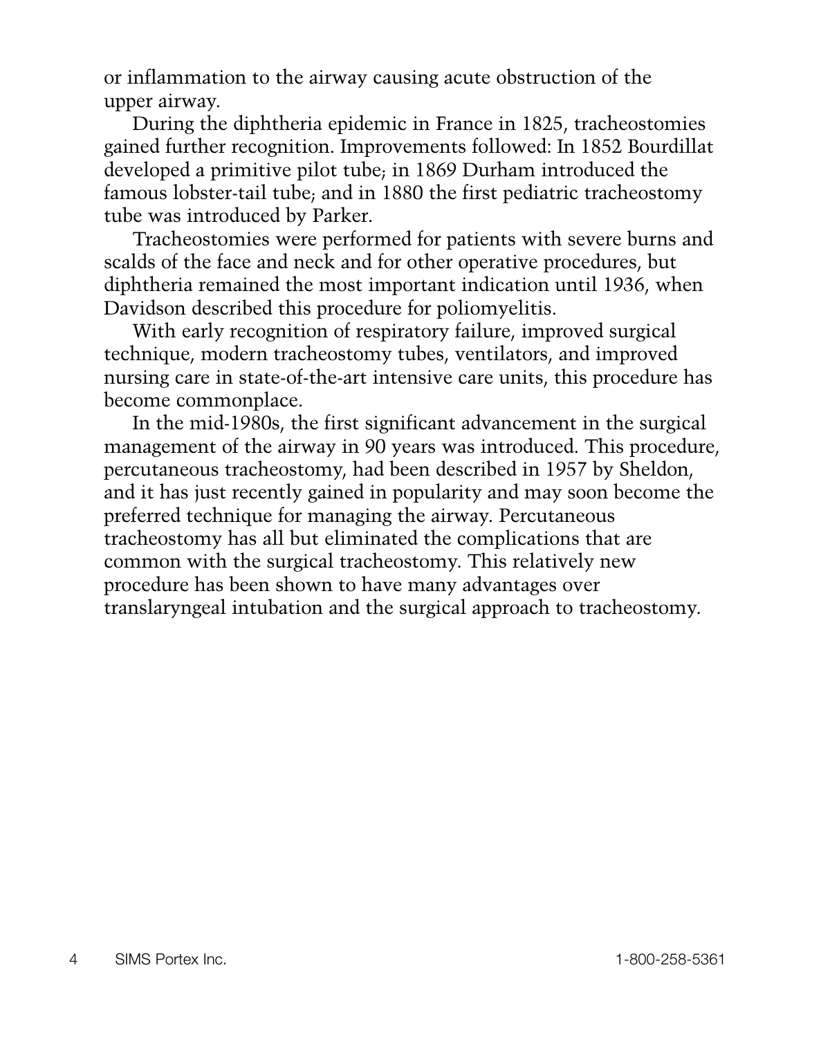or inflammation to the airway causing acute obstruction of the upper airway.

During the diphtheria epidemic in France in 1825, tracheostomies gained further recognition. Improvements followed: In 1852 Bourdillat developed a primitive pilot tube; in 1869 Durham introduced the famous lobster-tail tube; and in 1880 the first pediatric tracheostomy tube was introduced by Parker.

Tracheostomies were performed for patients with severe burns and scalds of the face and neck and for other operative procedures, but diphtheria remained the most important indication until 1936, when Davidson described this procedure for poliomyelitis.

With early recognition of respiratory failure, improved surgical technique, modern tracheostomy tubes, ventilators, and improved nursing care in state-of-the-art intensive care units, this procedure has become commonplace.

In the mid-1980s, the first significant advancement in the surgical management of the airway in 90 years was introduced. This procedure, percutaneous tracheostomy, had been described in 1957 by Sheldon, and it has just recently gained in popularity and may soon become the preferred technique for managing the airway. Percutaneous tracheostomy has all but eliminated the complications that are common with the surgical tracheostomy. This relatively new procedure has been shown to have many advantages over translaryngeal intubation and the surgical approach to tracheostomy.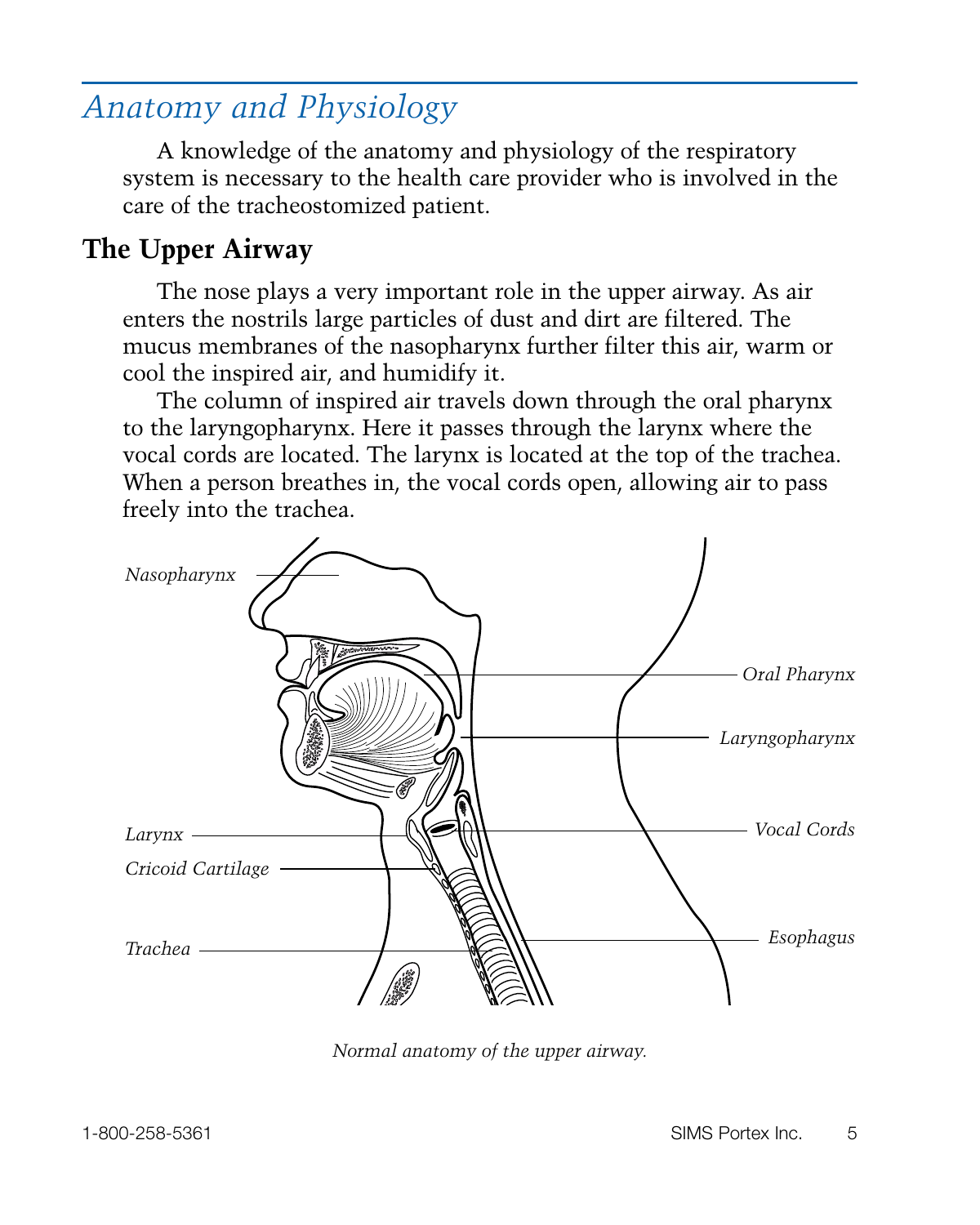# Anatomy and Physiology

A knowledge of the anatomy and physiology of the respiratory system is necessary to the health care provider who is involved in the care of the tracheostomized patient.

## The Upper Airway

The nose plays a very important role in the upper airway. As air enters the nostrils large particles of dust and dirt are filtered. The mucus membranes of the nasopharynx further filter this air, warm or cool the inspired air, and humidify it.

The column of inspired air travels down through the oral pharynx to the laryngopharynx. Here it passes through the larynx where the vocal cords are located. The larynx is located at the top of the trachea. When a person breathes in, the vocal cords open, allowing air to pass freely into the trachea.

*Normal anatomy of the upper airway.*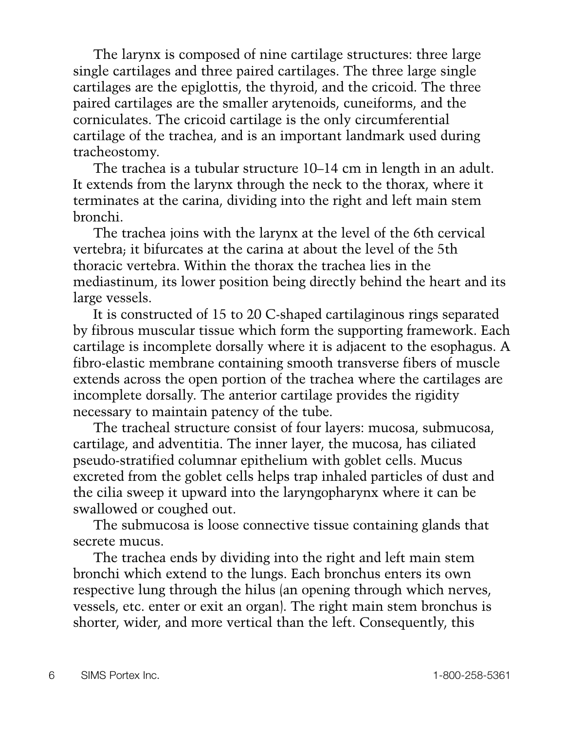The larynx is composed of nine cartilage structures: three large single cartilages and three paired cartilages. The three large single cartilages are the epiglottis, the thyroid, and the cricoid. The three paired cartilages are the smaller arytenoids, cuneiforms, and the corniculates. The cricoid cartilage is the only circumferential cartilage of the trachea, and is an important landmark used during tracheostomy.

The trachea is a tubular structure 10–14 cm in length in an adult. It extends from the larynx through the neck to the thorax, where it terminates at the carina, dividing into the right and left main stem bronchi.

The trachea joins with the larynx at the level of the 6th cervical vertebra; it bifurcates at the carina at about the level of the 5th thoracic vertebra. Within the thorax the trachea lies in the mediastinum, its lower position being directly behind the heart and its large vessels.

It is constructed of 15 to 20 C-shaped cartilaginous rings separated by fibrous muscular tissue which form the supporting framework. Each cartilage is incomplete dorsally where it is adjacent to the esophagus. A fibro-elastic membrane containing smooth transverse fibers of muscle extends across the open portion of the trachea where the cartilages are incomplete dorsally. The anterior cartilage provides the rigidity necessary to maintain patency of the tube.

The tracheal structure consist of four layers: mucosa, submucosa, cartilage, and adventitia. The inner layer, the mucosa, has ciliated pseudo-stratified columnar epithelium with goblet cells. Mucus excreted from the goblet cells helps trap inhaled particles of dust and the cilia sweep it upward into the laryngopharynx where it can be swallowed or coughed out.

The submucosa is loose connective tissue containing glands that secrete mucus.

The trachea ends by dividing into the right and left main stem bronchi which extend to the lungs. Each bronchus enters its own respective lung through the hilus (an opening through which nerves, vessels, etc. enter or exit an organ). The right main stem bronchus is shorter, wider, and more vertical than the left. Consequently, this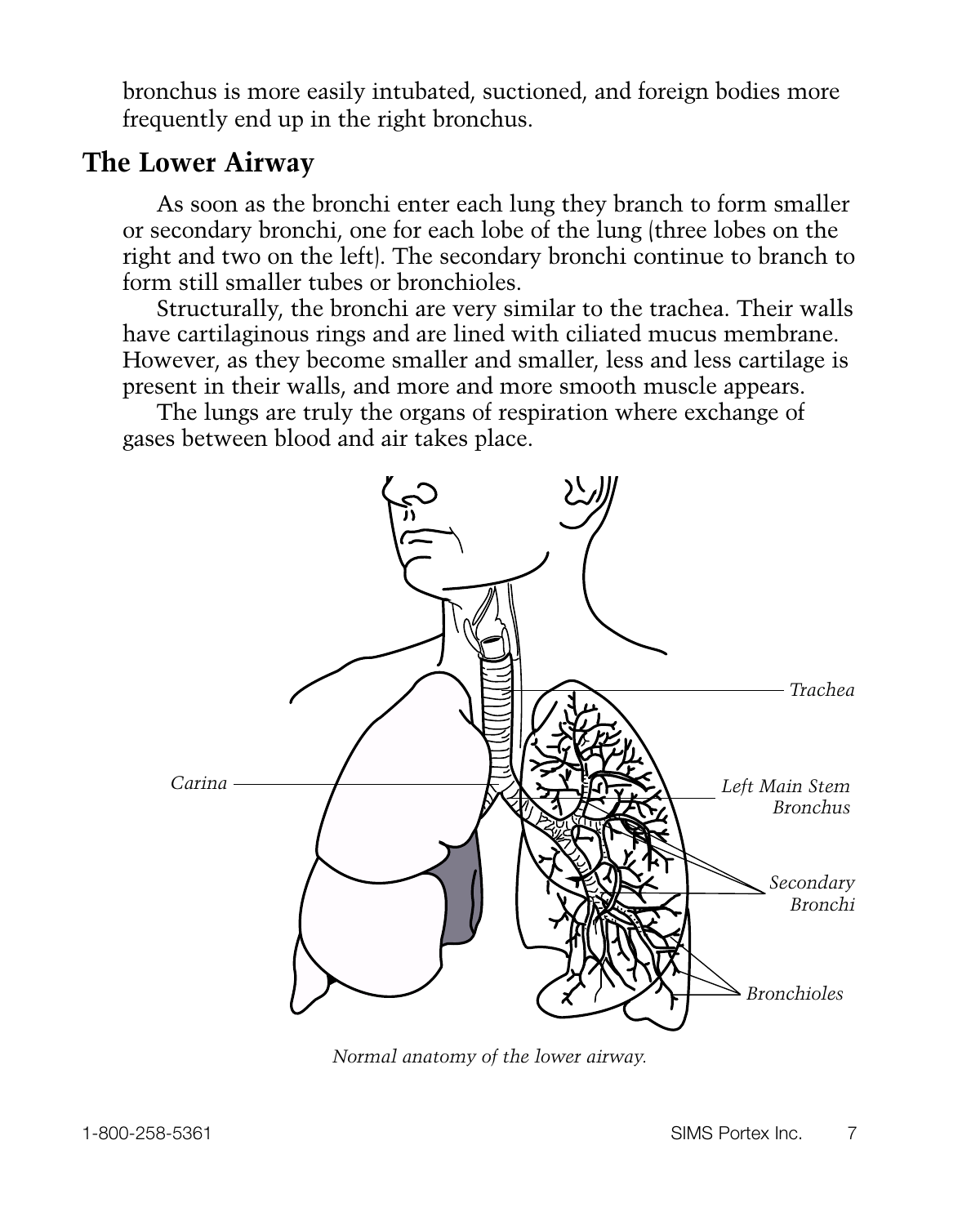bronchus is more easily intubated, suctioned, and foreign bodies more frequently end up in the right bronchus.

## The Lower Airway

As soon as the bronchi enter each lung they branch to form smaller or secondary bronchi, one for each lobe of the lung (three lobes on the right and two on the left). The secondary bronchi continue to branch to form still smaller tubes or bronchioles.

Structurally, the bronchi are very similar to the trachea. Their walls have cartilaginous rings and are lined with ciliated mucus membrane. However, as they become smaller and smaller, less and less cartilage is present in their walls, and more and more smooth muscle appears.

The lungs are truly the organs of respiration where exchange of gases between blood and air takes place.

*Trachea*

*Carina*

*Left Main Stem Bronchus*

*Secondary Bronchi*

*Bronchioles*

*Normal anatomy of the lower airway.*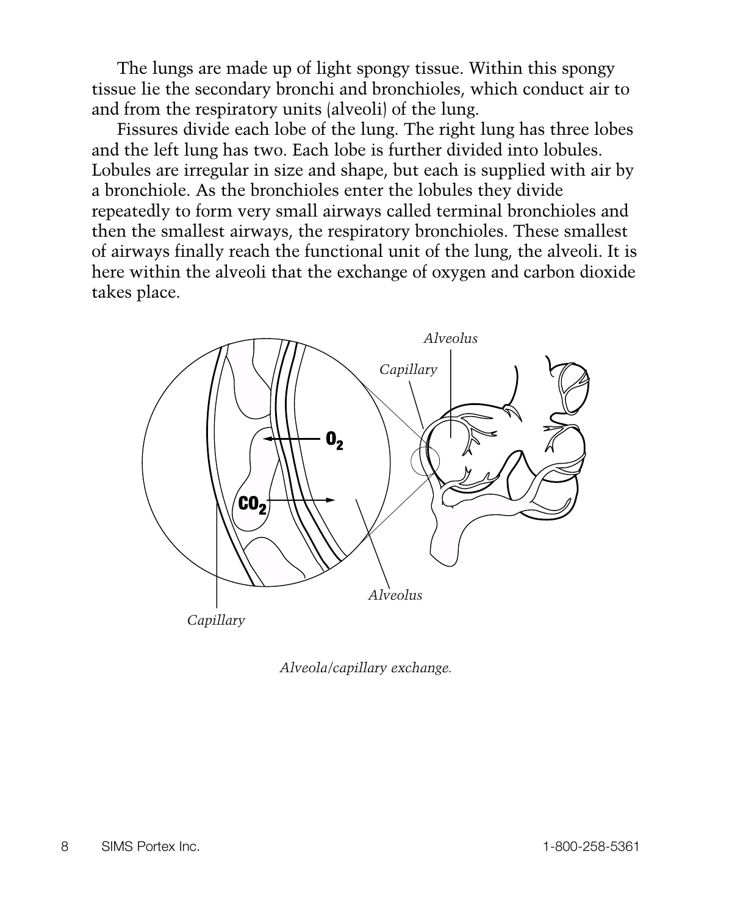The lungs are made up of light spongy tissue. Within this spongy tissue lie the secondary bronchi and bronchioles, which conduct air to and from the respiratory units (alveoli) of the lung.

Fissures divide each lobe of the lung. The right lung has three lobes and the left lung has two. Each lobe is further divided into lobules. Lobules are irregular in size and shape, but each is supplied with air by a bronchiole. As the bronchioles enter the lobules they divide repeatedly to form very small airways called terminal bronchioles and then the smallest airways, the respiratory bronchioles. These smallest of airways finally reach the functional unit of the lung, the alveoli. It is here within the alveoli that the exchange of oxygen and carbon dioxide takes place.

*Alveola/capillary exchange.*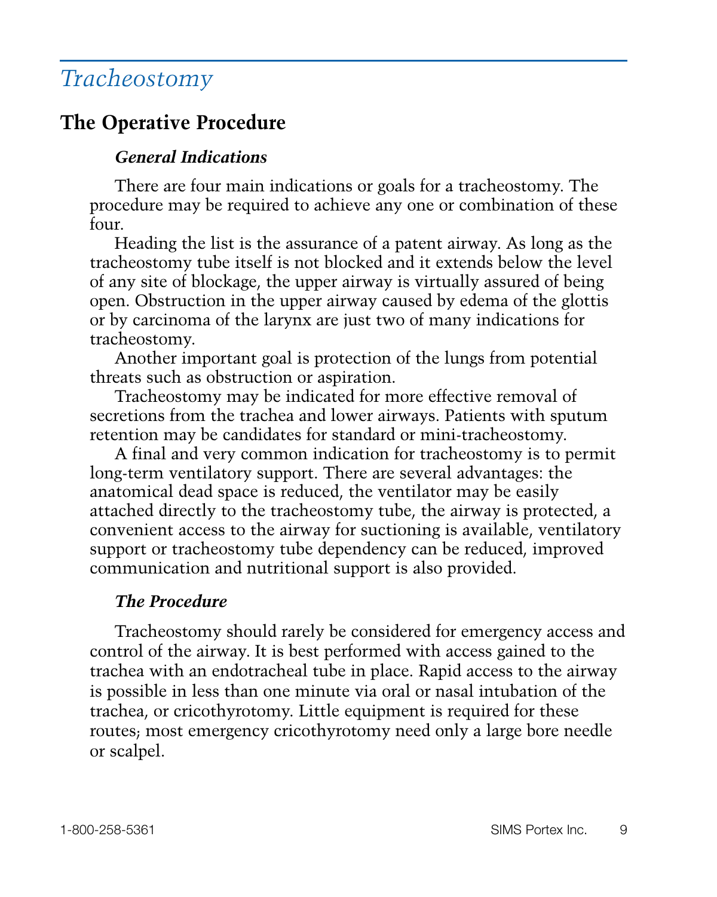# Tracheostomy

## The Operative Procedure

### *General Indications*

There are four main indications or goals for a tracheostomy. The procedure may be required to achieve any one or combination of these four.

Heading the list is the assurance of a patent airway. As long as the tracheostomy tube itself is not blocked and it extends below the level of any site of blockage, the upper airway is virtually assured of being open. Obstruction in the upper airway caused by edema of the glottis or by carcinoma of the larynx are just two of many indications for tracheostomy.

Another important goal is protection of the lungs from potential threats such as obstruction or aspiration.

Tracheostomy may be indicated for more effective removal of secretions from the trachea and lower airways. Patients with sputum retention may be candidates for standard or mini-tracheostomy.

A final and very common indication for tracheostomy is to permit long-term ventilatory support. There are several advantages: the anatomical dead space is reduced, the ventilator may be easily attached directly to the tracheostomy tube, the airway is protected, a convenient access to the airway for suctioning is available, ventilatory support or tracheostomy tube dependency can be reduced, improved communication and nutritional support is also provided.

### *The Procedure*

Tracheostomy should rarely be considered for emergency access and control of the airway. It is best performed with access gained to the trachea with an endotracheal tube in place. Rapid access to the airway is possible in less than one minute via oral or nasal intubation of the trachea, or cricothyrotomy. Little equipment is required for these routes; most emergency cricothyrotomy need only a large bore needle or scalpel.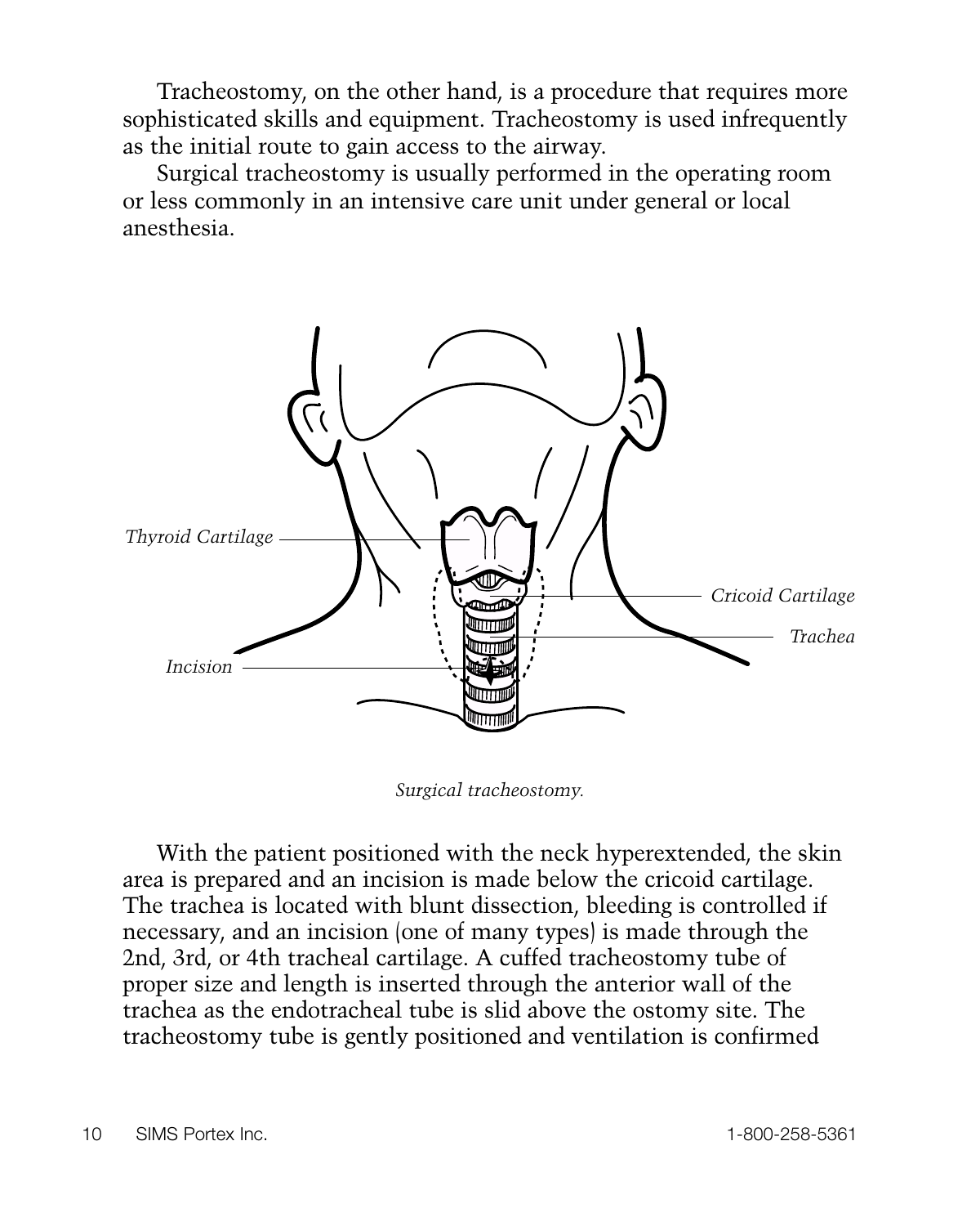Tracheostomy, on the other hand, is a procedure that requires more sophisticated skills and equipment. Tracheostomy is used infrequently as the initial route to gain access to the airway.

Surgical tracheostomy is usually performed in the operating room or less commonly in an intensive care unit under general or local anesthesia.

*Surgical tracheostomy.*

With the patient positioned with the neck hyperextended, the skin area is prepared and an incision is made below the cricoid cartilage. The trachea is located with blunt dissection, bleeding is controlled if necessary, and an incision (one of many types) is made through the 2nd, 3rd, or 4th tracheal cartilage. A cuffed tracheostomy tube of proper size and length is inserted through the anterior wall of the trachea as the endotracheal tube is slid above the ostomy site. The tracheostomy tube is gently positioned and ventilation is confirmed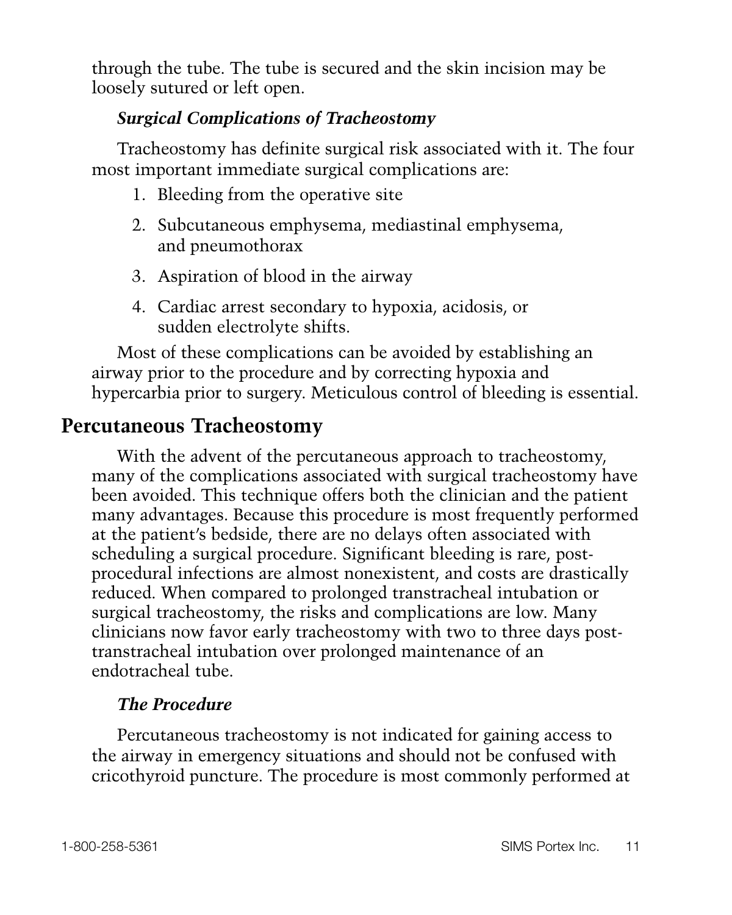through the tube. The tube is secured and the skin incision may be loosely sutured or left open.

### *Surgical Complications of Tracheostomy*

Tracheostomy has definite surgical risk associated with it. The four most important immediate surgical complications are:

1. Bleeding from the operative site
2. Subcutaneous emphysema, mediastinal emphysema, and pneumothorax
3. Aspiration of blood in the airway
4. Cardiac arrest secondary to hypoxia, acidosis, or sudden electrolyte shifts.

Most of these complications can be avoided by establishing an airway prior to the procedure and by correcting hypoxia and hypercarbia prior to surgery. Meticulous control of bleeding is essential.

## Percutaneous Tracheostomy

With the advent of the percutaneous approach to tracheostomy, many of the complications associated with surgical tracheostomy have been avoided. This technique offers both the clinician and the patient many advantages. Because this procedure is most frequently performed at the patient's bedside, there are no delays often associated with scheduling a surgical procedure. Significant bleeding is rare, post-procedural infections are almost nonexistent, and costs are drastically reduced. When compared to prolonged transtracheal intubation or surgical tracheostomy, the risks and complications are low. Many clinicians now favor early tracheostomy with two to three days post-transtracheal intubation over prolonged maintenance of an endotracheal tube.

### *The Procedure*

Percutaneous tracheostomy is not indicated for gaining access to the airway in emergency situations and should not be confused with cricothyroid puncture. The procedure is most commonly performed at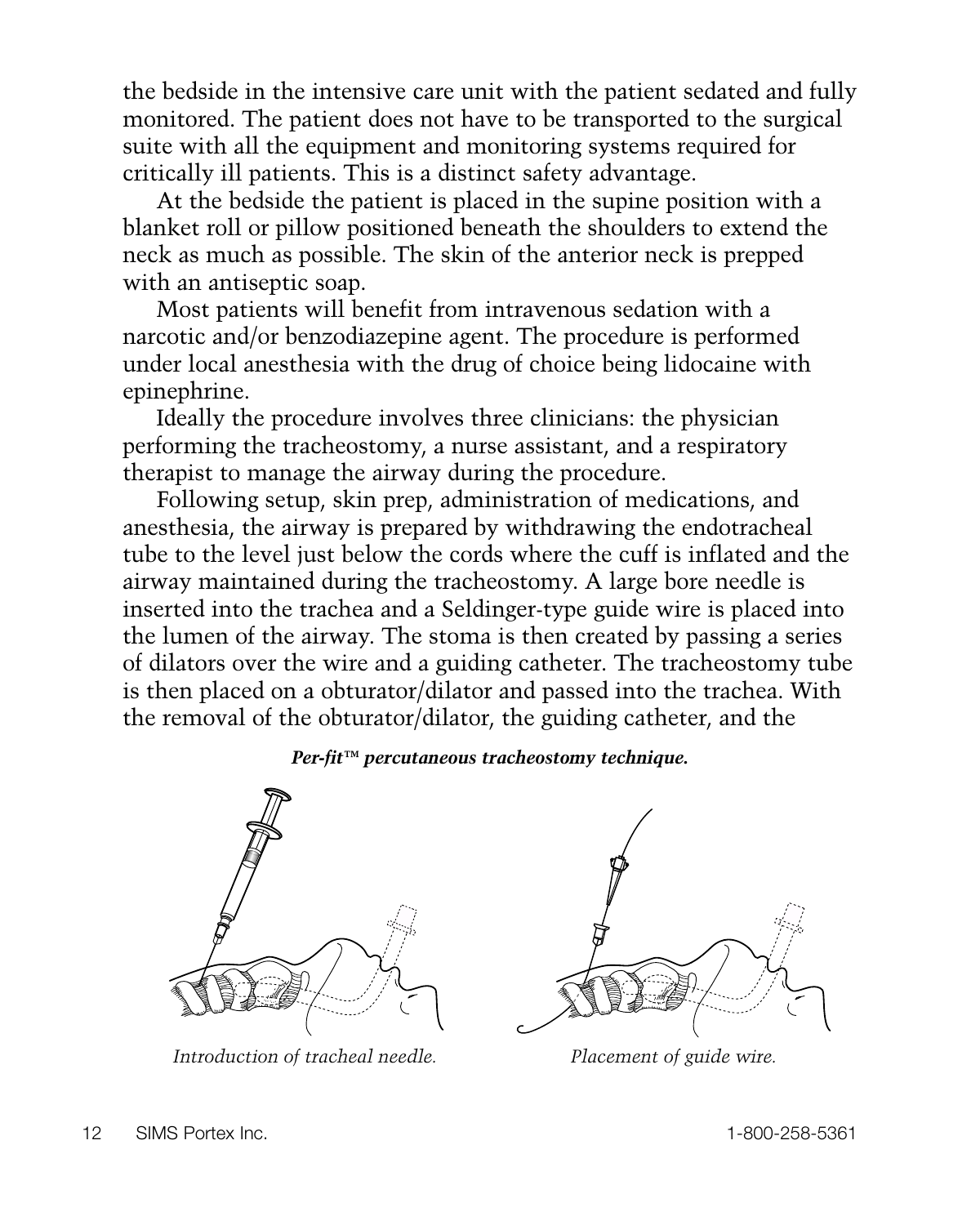the bedside in the intensive care unit with the patient sedated and fully monitored. The patient does not have to be transported to the surgical suite with all the equipment and monitoring systems required for critically ill patients. This is a distinct safety advantage.

At the bedside the patient is placed in the supine position with a blanket roll or pillow positioned beneath the shoulders to extend the neck as much as possible. The skin of the anterior neck is prepped with an antiseptic soap.

Most patients will benefit from intravenous sedation with a narcotic and/or benzodiazepine agent. The procedure is performed under local anesthesia with the drug of choice being lidocaine with epinephrine.

Ideally the procedure involves three clinicians: the physician performing the tracheostomy, a nurse assistant, and a respiratory therapist to manage the airway during the procedure.

Following setup, skin prep, administration of medications, and anesthesia, the airway is prepared by withdrawing the endotracheal tube to the level just below the cords where the cuff is inflated and the airway maintained during the tracheostomy. A large bore needle is inserted into the trachea and a Seldinger-type guide wire is placed into the lumen of the airway. The stoma is then created by passing a series of dilators over the wire and a guiding catheter. The tracheostomy tube is then placed on a obturator/dilator and passed into the trachea. With the removal of the obturator/dilator, the guiding catheter, and the

***Per-fit™ percutaneous tracheostomy technique.***

*Introduction of tracheal needle.*

*Placement of guide wire.*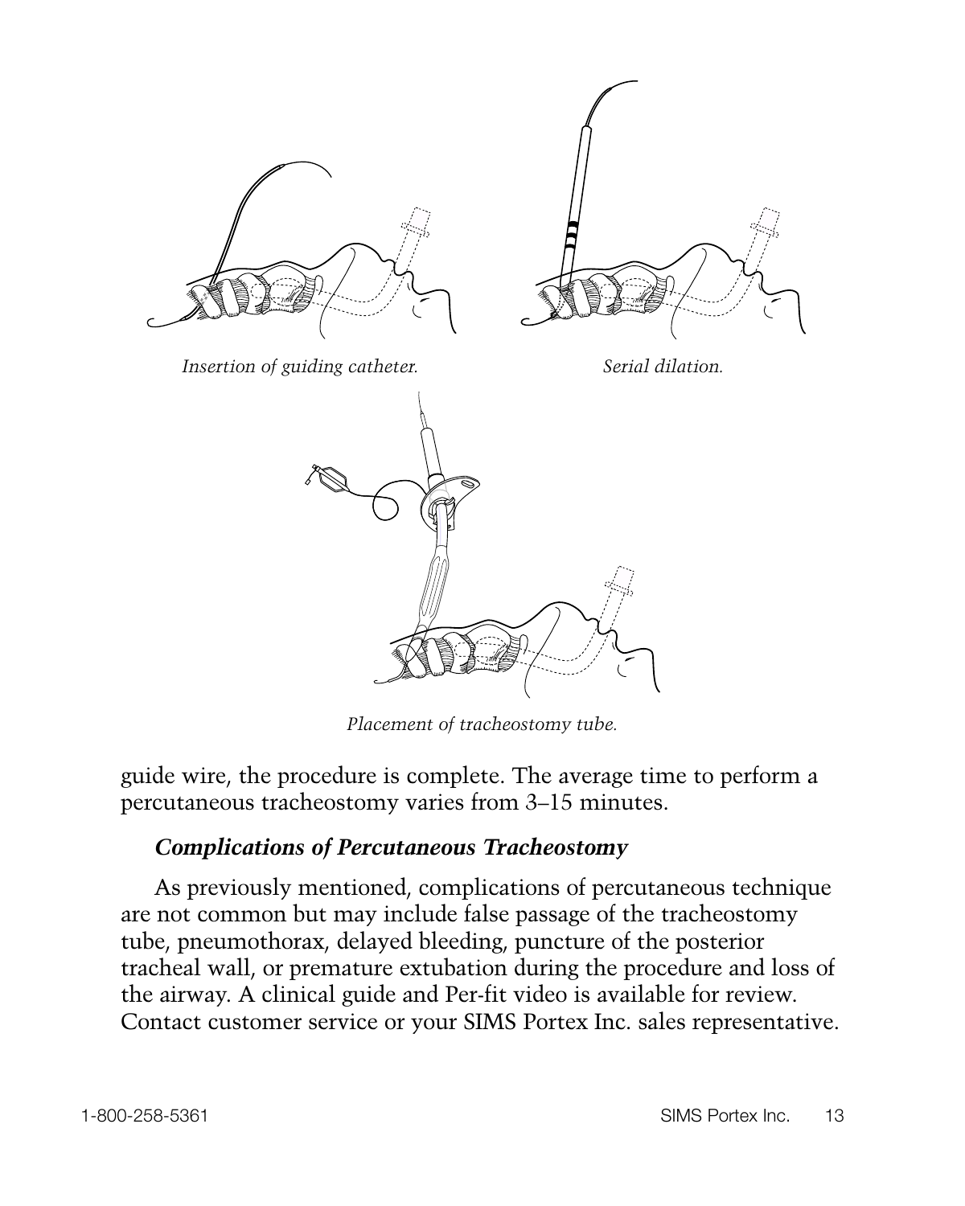*Insertion of guiding catheter.*

*Serial dilation.*

*Placement of tracheostomy tube.*

guide wire, the procedure is complete. The average time to perform a percutaneous tracheostomy varies from 3–15 minutes.

### *Complications of Percutaneous Tracheostomy*

As previously mentioned, complications of percutaneous technique are not common but may include false passage of the tracheostomy tube, pneumothorax, delayed bleeding, puncture of the posterior tracheal wall, or premature extubation during the procedure and loss of the airway. A clinical guide and Per-fit video is available for review. Contact customer service or your SIMS Portex Inc. sales representative.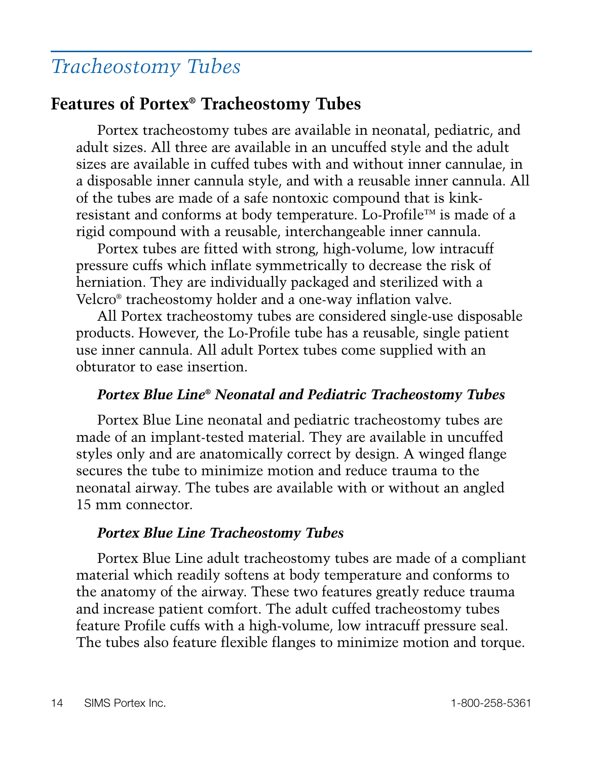// Tracheostomy Tubes

## Features of Portex® Tracheostomy Tubes

Portex tracheostomy tubes are available in neonatal, pediatric, and adult sizes. All three are available in an uncuffed style and the adult sizes are available in cuffed tubes with and without inner cannulae, in a disposable inner cannula style, and with a reusable inner cannula. All of the tubes are made of a safe nontoxic compound that is kink-resistant and conforms at body temperature. Lo-Profile™ is made of a rigid compound with a reusable, interchangeable inner cannula.

Portex tubes are fitted with strong, high-volume, low intracuff pressure cuffs which inflate symmetrically to decrease the risk of herniation. They are individually packaged and sterilized with a Velcro® tracheostomy holder and a one-way inflation valve.

All Portex tracheostomy tubes are considered single-use disposable products. However, the Lo-Profile tube has a reusable, single patient use inner cannula. All adult Portex tubes come supplied with an obturator to ease insertion.

### *Portex Blue Line® Neonatal and Pediatric Tracheostomy Tubes*

Portex Blue Line neonatal and pediatric tracheostomy tubes are made of an implant-tested material. They are available in uncuffed styles only and are anatomically correct by design. A winged flange secures the tube to minimize motion and reduce trauma to the neonatal airway. The tubes are available with or without an angled 15 mm connector.

### *Portex Blue Line Tracheostomy Tubes*

Portex Blue Line adult tracheostomy tubes are made of a compliant material which readily softens at body temperature and conforms to the anatomy of the airway. These two features greatly reduce trauma and increase patient comfort. The adult cuffed tracheostomy tubes feature Profile cuffs with a high-volume, low intracuff pressure seal. The tubes also feature flexible flanges to minimize motion and torque.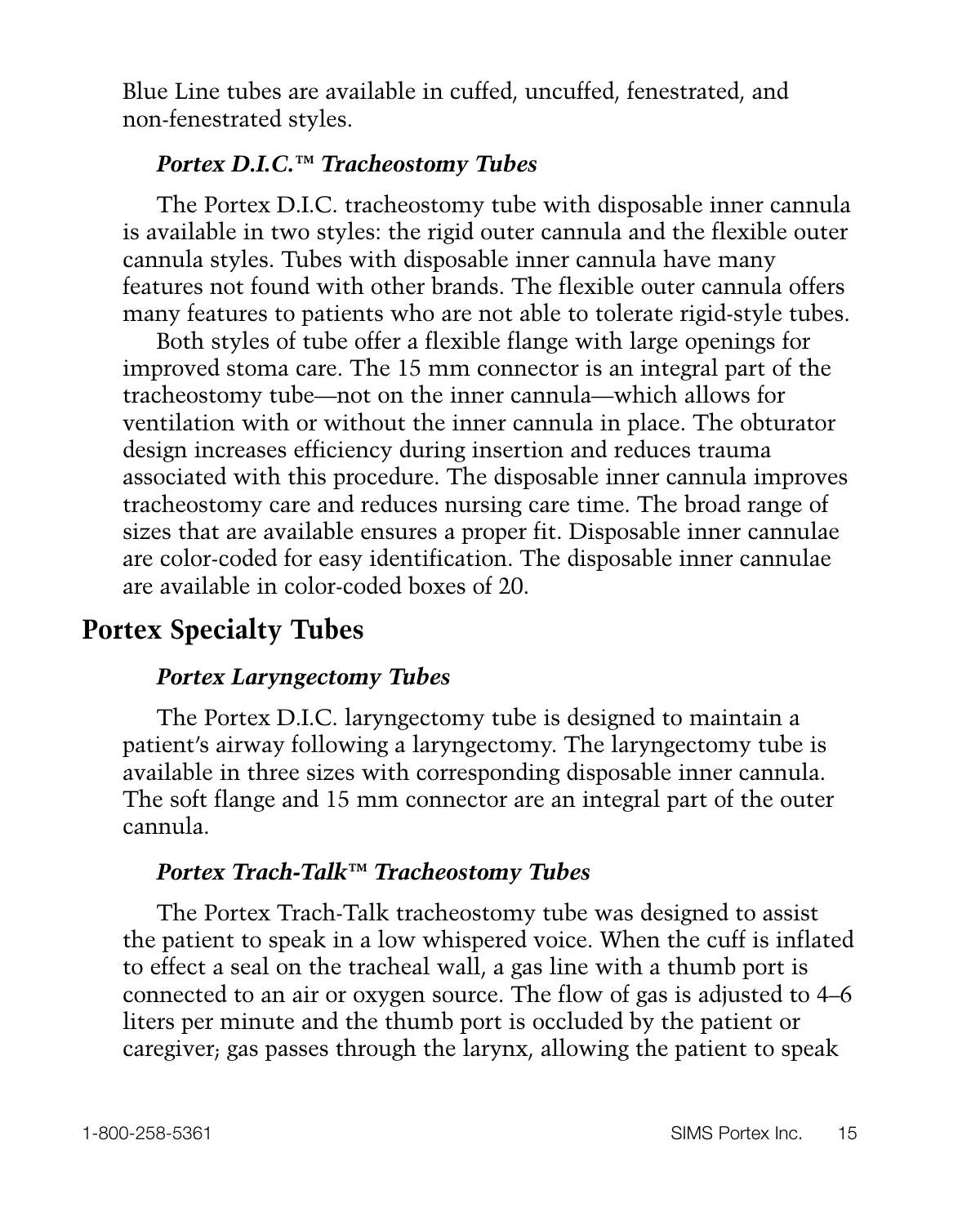Blue Line tubes are available in cuffed, uncuffed, fenestrated, and non-fenestrated styles.

### *Portex D.I.C.™ Tracheostomy Tubes*

The Portex D.I.C. tracheostomy tube with disposable inner cannula is available in two styles: the rigid outer cannula and the flexible outer cannula styles. Tubes with disposable inner cannula have many features not found with other brands. The flexible outer cannula offers many features to patients who are not able to tolerate rigid-style tubes.

Both styles of tube offer a flexible flange with large openings for improved stoma care. The 15 mm connector is an integral part of the tracheostomy tube—not on the inner cannula—which allows for ventilation with or without the inner cannula in place. The obturator design increases efficiency during insertion and reduces trauma associated with this procedure. The disposable inner cannula improves tracheostomy care and reduces nursing care time. The broad range of sizes that are available ensures a proper fit. Disposable inner cannulae are color-coded for easy identification. The disposable inner cannulae are available in color-coded boxes of 20.

## Portex Specialty Tubes

### *Portex Laryngectomy Tubes*

The Portex D.I.C. laryngectomy tube is designed to maintain a patient's airway following a laryngectomy. The laryngectomy tube is available in three sizes with corresponding disposable inner cannula. The soft flange and 15 mm connector are an integral part of the outer cannula.

### *Portex Trach-Talk™ Tracheostomy Tubes*

The Portex Trach-Talk tracheostomy tube was designed to assist the patient to speak in a low whispered voice. When the cuff is inflated to effect a seal on the tracheal wall, a gas line with a thumb port is connected to an air or oxygen source. The flow of gas is adjusted to 4–6 liters per minute and the thumb port is occluded by the patient or caregiver; gas passes through the larynx, allowing the patient to speak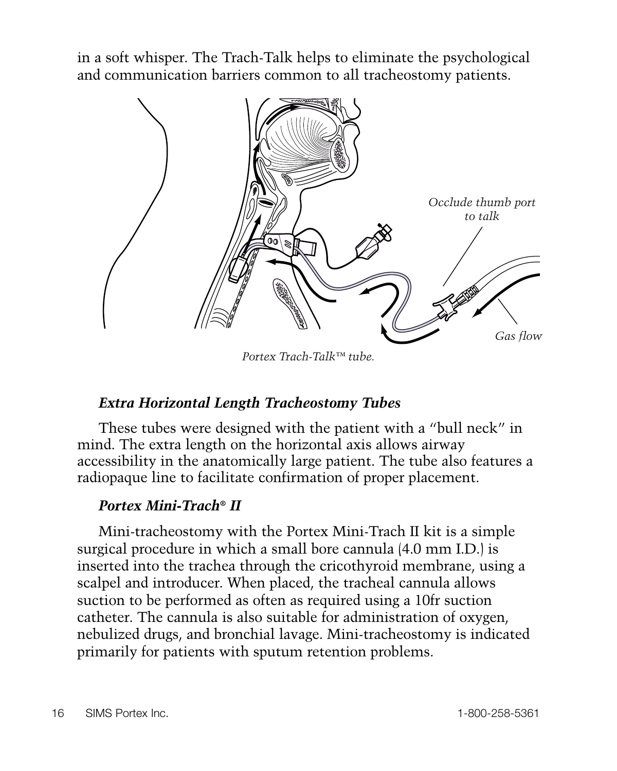in a soft whisper. The Trach-Talk helps to eliminate the psychological and communication barriers common to all tracheostomy patients.

*Portex Trach-Talk™ tube.*

### *Extra Horizontal Length Tracheostomy Tubes*

These tubes were designed with the patient with a "bull neck" in mind. The extra length on the horizontal axis allows airway accessibility in the anatomically large patient. The tube also features a radiopaque line to facilitate confirmation of proper placement.

### *Portex Mini-Trach® II*

Mini-tracheostomy with the Portex Mini-Trach II kit is a simple surgical procedure in which a small bore cannula (4.0 mm I.D.) is inserted into the trachea through the cricothyroid membrane, using a scalpel and introducer. When placed, the tracheal cannula allows suction to be performed as often as required using a 10fr suction catheter. The cannula is also suitable for administration of oxygen, nebulized drugs, and bronchial lavage. Mini-tracheostomy is indicated primarily for patients with sputum retention problems.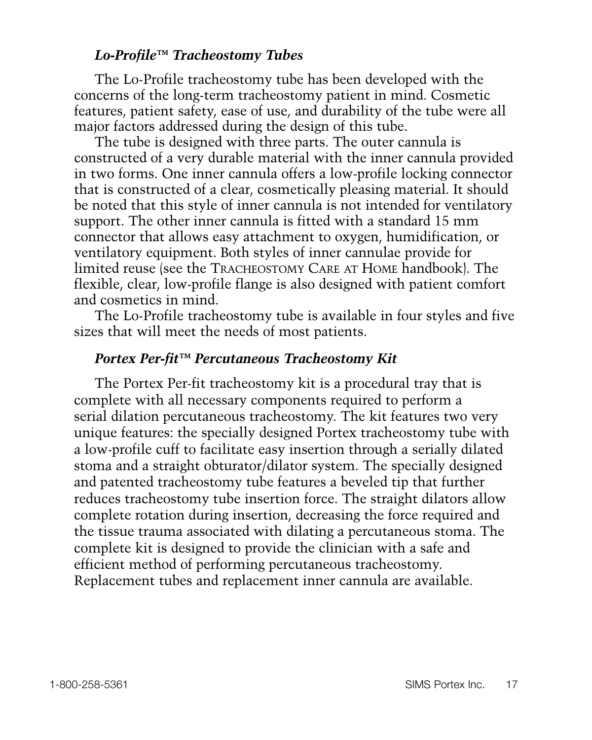### *Lo-Profile™ Tracheostomy Tubes*

The Lo-Profile tracheostomy tube has been developed with the concerns of the long-term tracheostomy patient in mind. Cosmetic features, patient safety, ease of use, and durability of the tube were all major factors addressed during the design of this tube.

The tube is designed with three parts. The outer cannula is constructed of a very durable material with the inner cannula provided in two forms. One inner cannula offers a low-profile locking connector that is constructed of a clear, cosmetically pleasing material. It should be noted that this style of inner cannula is not intended for ventilatory support. The other inner cannula is fitted with a standard 15 mm connector that allows easy attachment to oxygen, humidification, or ventilatory equipment. Both styles of inner cannulae provide for limited reuse (see the TRACHEOSTOMY CARE AT HOME handbook). The flexible, clear, low-profile flange is also designed with patient comfort and cosmetics in mind.

The Lo-Profile tracheostomy tube is available in four styles and five sizes that will meet the needs of most patients.

### *Portex Per-fit™ Percutaneous Tracheostomy Kit*

The Portex Per-fit tracheostomy kit is a procedural tray that is complete with all necessary components required to perform a serial dilation percutaneous tracheostomy. The kit features two very unique features: the specially designed Portex tracheostomy tube with a low-profile cuff to facilitate easy insertion through a serially dilated stoma and a straight obturator/dilator system. The specially designed and patented tracheostomy tube features a beveled tip that further reduces tracheostomy tube insertion force. The straight dilators allow complete rotation during insertion, decreasing the force required and the tissue trauma associated with dilating a percutaneous stoma. The complete kit is designed to provide the clinician with a safe and efficient method of performing percutaneous tracheostomy. Replacement tubes and replacement inner cannula are available.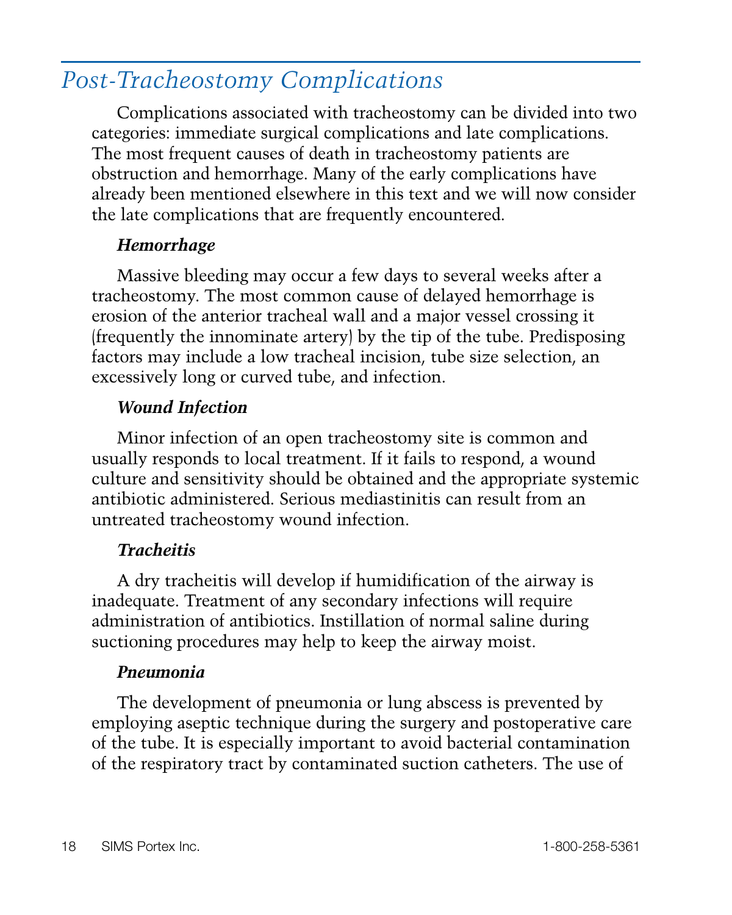## *Post-Tracheostomy Complications*

Complications associated with tracheostomy can be divided into two categories: immediate surgical complications and late complications. The most frequent causes of death in tracheostomy patients are obstruction and hemorrhage. Many of the early complications have already been mentioned elsewhere in this text and we will now consider the late complications that are frequently encountered.

### ***Hemorrhage***

Massive bleeding may occur a few days to several weeks after a tracheostomy. The most common cause of delayed hemorrhage is erosion of the anterior tracheal wall and a major vessel crossing it (frequently the innominate artery) by the tip of the tube. Predisposing factors may include a low tracheal incision, tube size selection, an excessively long or curved tube, and infection.

### ***Wound Infection***

Minor infection of an open tracheostomy site is common and usually responds to local treatment. If it fails to respond, a wound culture and sensitivity should be obtained and the appropriate systemic antibiotic administered. Serious mediastinitis can result from an untreated tracheostomy wound infection.

### ***Tracheitis***

A dry tracheitis will develop if humidification of the airway is inadequate. Treatment of any secondary infections will require administration of antibiotics. Instillation of normal saline during suctioning procedures may help to keep the airway moist.

### ***Pneumonia***

The development of pneumonia or lung abscess is prevented by employing aseptic technique during the surgery and postoperative care of the tube. It is especially important to avoid bacterial contamination of the respiratory tract by contaminated suction catheters. The use of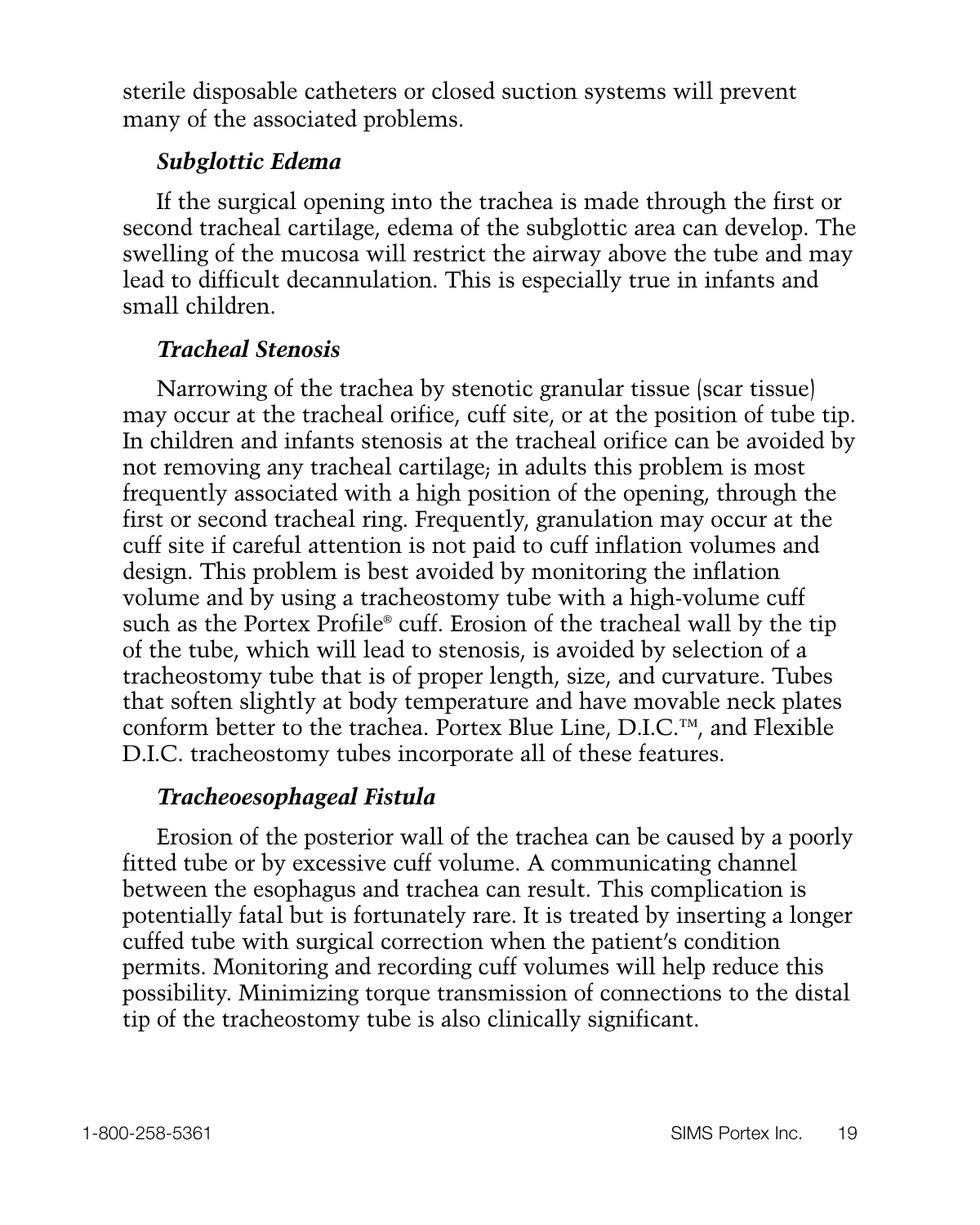sterile disposable catheters or closed suction systems will prevent many of the associated problems.

### *Subglottic Edema*

If the surgical opening into the trachea is made through the first or second tracheal cartilage, edema of the subglottic area can develop. The swelling of the mucosa will restrict the airway above the tube and may lead to difficult decannulation. This is especially true in infants and small children.

### *Tracheal Stenosis*

Narrowing of the trachea by stenotic granular tissue (scar tissue) may occur at the tracheal orifice, cuff site, or at the position of tube tip. In children and infants stenosis at the tracheal orifice can be avoided by not removing any tracheal cartilage; in adults this problem is most frequently associated with a high position of the opening, through the first or second tracheal ring. Frequently, granulation may occur at the cuff site if careful attention is not paid to cuff inflation volumes and design. This problem is best avoided by monitoring the inflation volume and by using a tracheostomy tube with a high-volume cuff such as the Portex Profile® cuff. Erosion of the tracheal wall by the tip of the tube, which will lead to stenosis, is avoided by selection of a tracheostomy tube that is of proper length, size, and curvature. Tubes that soften slightly at body temperature and have movable neck plates conform better to the trachea. Portex Blue Line, D.I.C.™, and Flexible D.I.C. tracheostomy tubes incorporate all of these features.

### *Tracheoesophageal Fistula*

Erosion of the posterior wall of the trachea can be caused by a poorly fitted tube or by excessive cuff volume. A communicating channel between the esophagus and trachea can result. This complication is potentially fatal but is fortunately rare. It is treated by inserting a longer cuffed tube with surgical correction when the patient's condition permits. Monitoring and recording cuff volumes will help reduce this possibility. Minimizing torque transmission of connections to the distal tip of the tracheostomy tube is also clinically significant.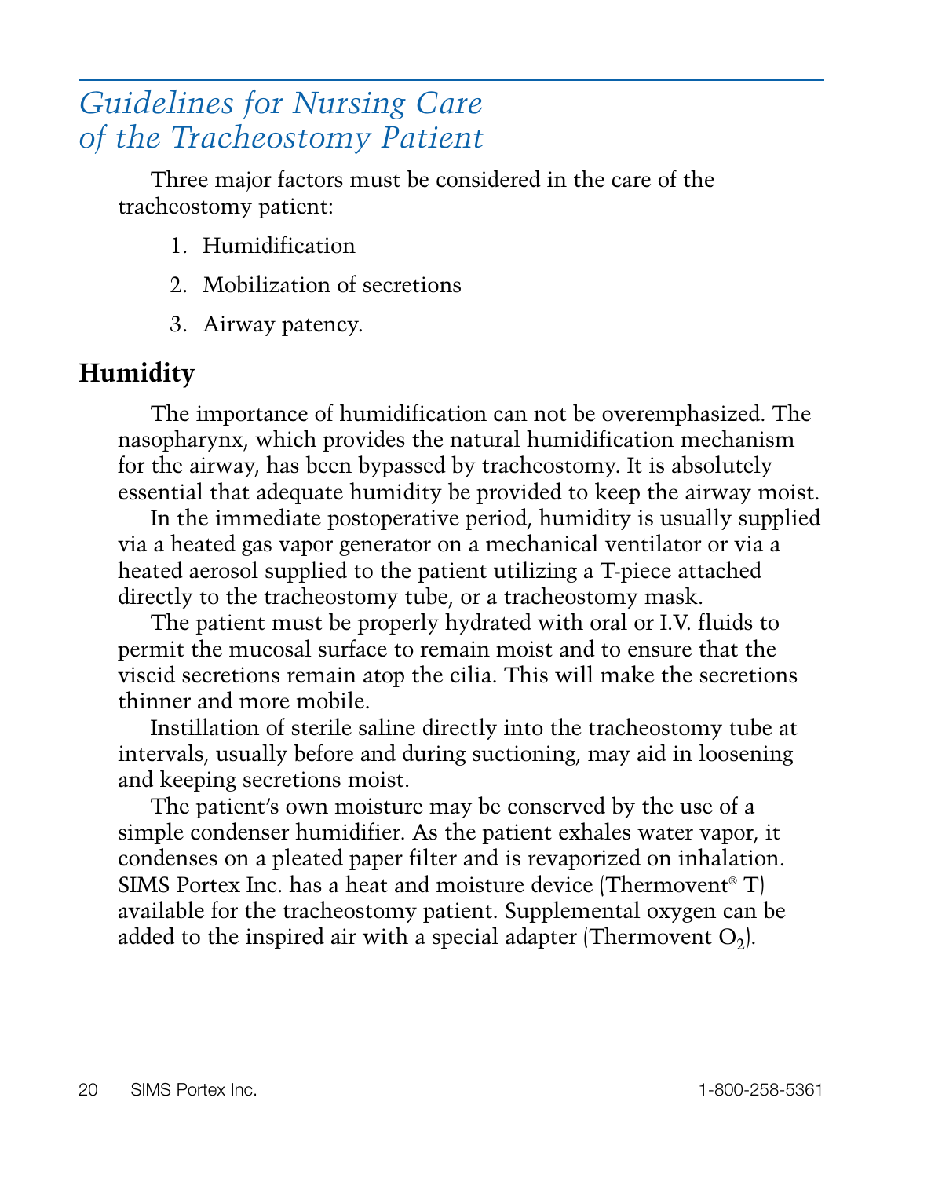## *Guidelines for Nursing Care of the Tracheostomy Patient*

Three major factors must be considered in the care of the tracheostomy patient:

1. Humidification
2. Mobilization of secretions
3. Airway patency.

### Humidity

The importance of humidification can not be overemphasized. The nasopharynx, which provides the natural humidification mechanism for the airway, has been bypassed by tracheostomy. It is absolutely essential that adequate humidity be provided to keep the airway moist.

In the immediate postoperative period, humidity is usually supplied via a heated gas vapor generator on a mechanical ventilator or via a heated aerosol supplied to the patient utilizing a T-piece attached directly to the tracheostomy tube, or a tracheostomy mask.

The patient must be properly hydrated with oral or I.V. fluids to permit the mucosal surface to remain moist and to ensure that the viscid secretions remain atop the cilia. This will make the secretions thinner and more mobile.

Instillation of sterile saline directly into the tracheostomy tube at intervals, usually before and during suctioning, may aid in loosening and keeping secretions moist.

The patient's own moisture may be conserved by the use of a simple condenser humidifier. As the patient exhales water vapor, it condenses on a pleated paper filter and is revaporized on inhalation. SIMS Portex Inc. has a heat and moisture device (Thermovent® T) available for the tracheostomy patient. Supplemental oxygen can be added to the inspired air with a special adapter (Thermovent $O_2$).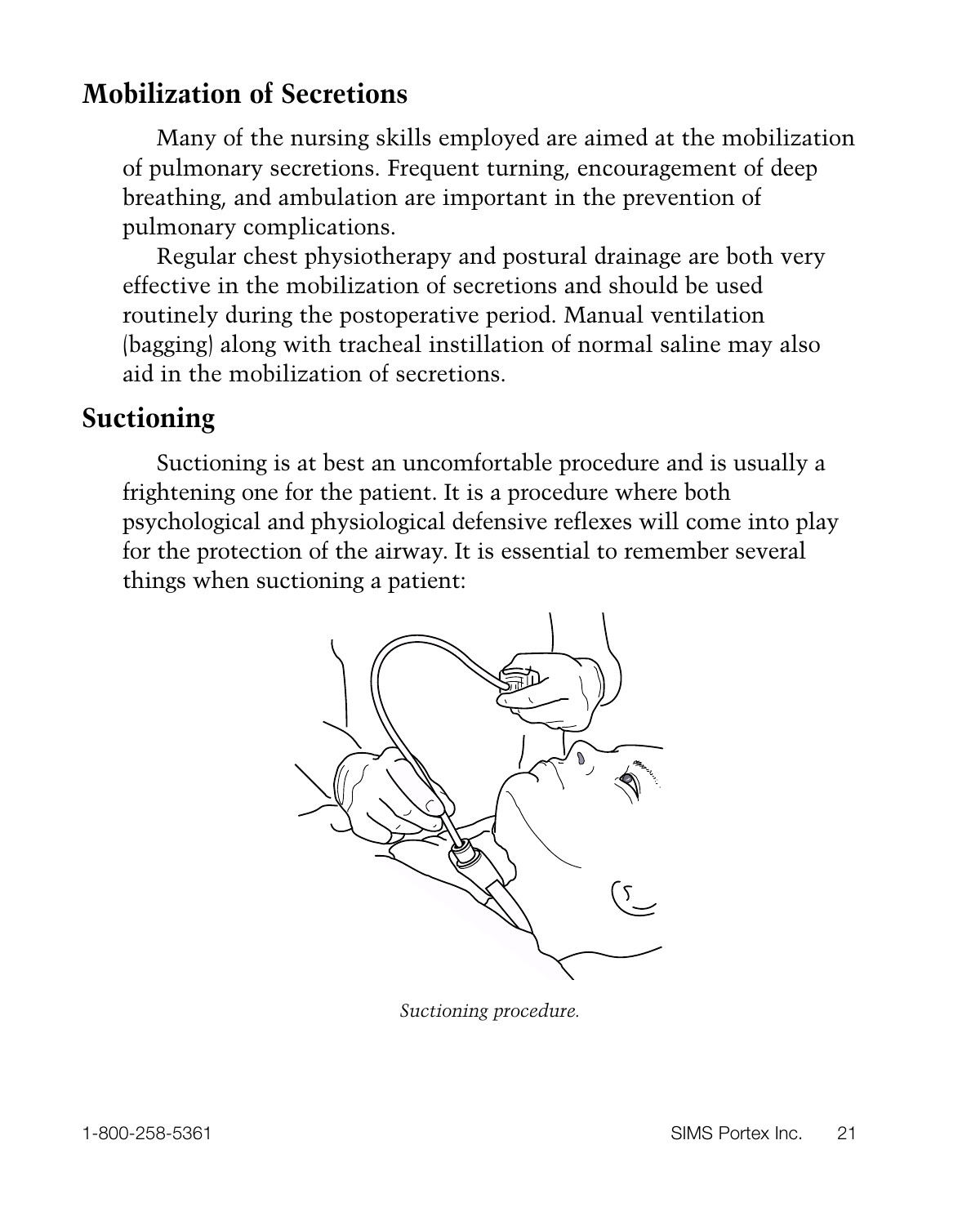## Mobilization of Secretions

Many of the nursing skills employed are aimed at the mobilization of pulmonary secretions. Frequent turning, encouragement of deep breathing, and ambulation are important in the prevention of pulmonary complications.

Regular chest physiotherapy and postural drainage are both very effective in the mobilization of secretions and should be used routinely during the postoperative period. Manual ventilation (bagging) along with tracheal instillation of normal saline may also aid in the mobilization of secretions.

## Suctioning

Suctioning is at best an uncomfortable procedure and is usually a frightening one for the patient. It is a procedure where both psychological and physiological defensive reflexes will come into play for the protection of the airway. It is essential to remember several things when suctioning a patient:

*Suctioning procedure.*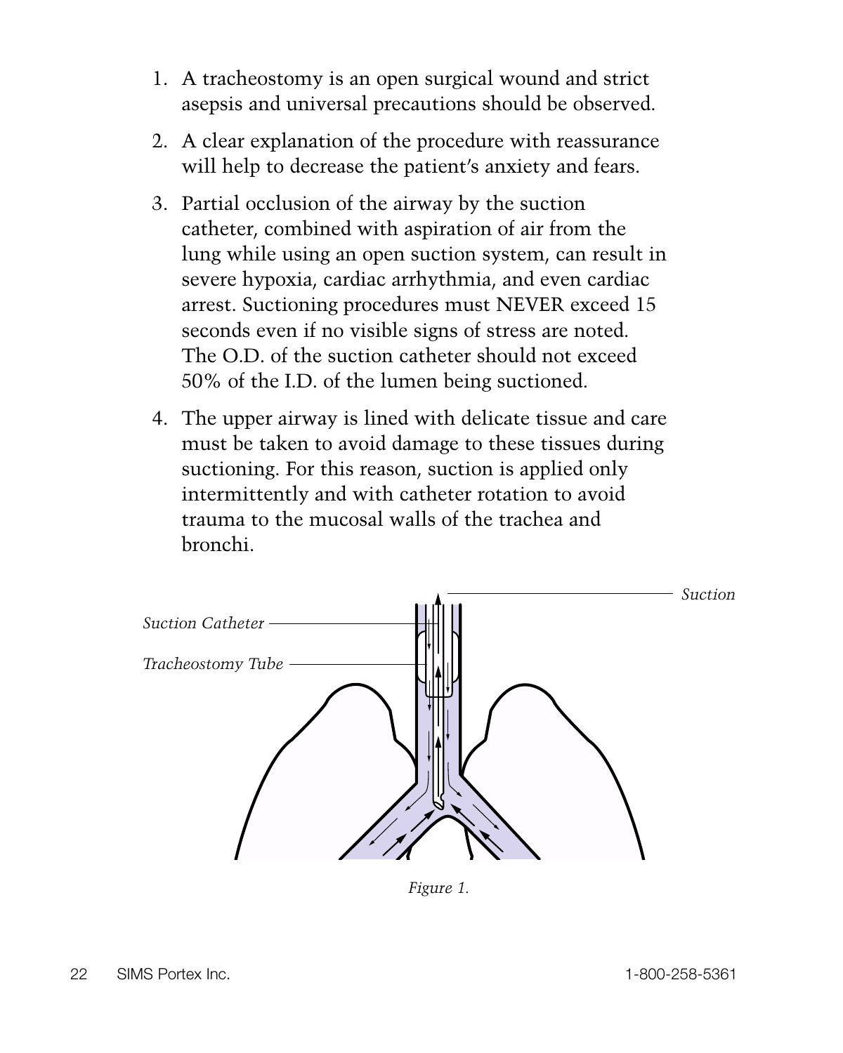1. A tracheostomy is an open surgical wound and strict asepsis and universal precautions should be observed.

2. A clear explanation of the procedure with reassurance will help to decrease the patient's anxiety and fears.

3. Partial occlusion of the airway by the suction catheter, combined with aspiration of air from the lung while using an open suction system, can result in severe hypoxia, cardiac arrhythmia, and even cardiac arrest. Suctioning procedures must NEVER exceed 15 seconds even if no visible signs of stress are noted. The O.D. of the suction catheter should not exceed 50% of the I.D. of the lumen being suctioned.

4. The upper airway is lined with delicate tissue and care must be taken to avoid damage to these tissues during suctioning. For this reason, suction is applied only intermittently and with catheter rotation to avoid trauma to the mucosal walls of the trachea and bronchi.

*Suction*

*Suction Catheter*

*Tracheostomy Tube*

*Figure 1.*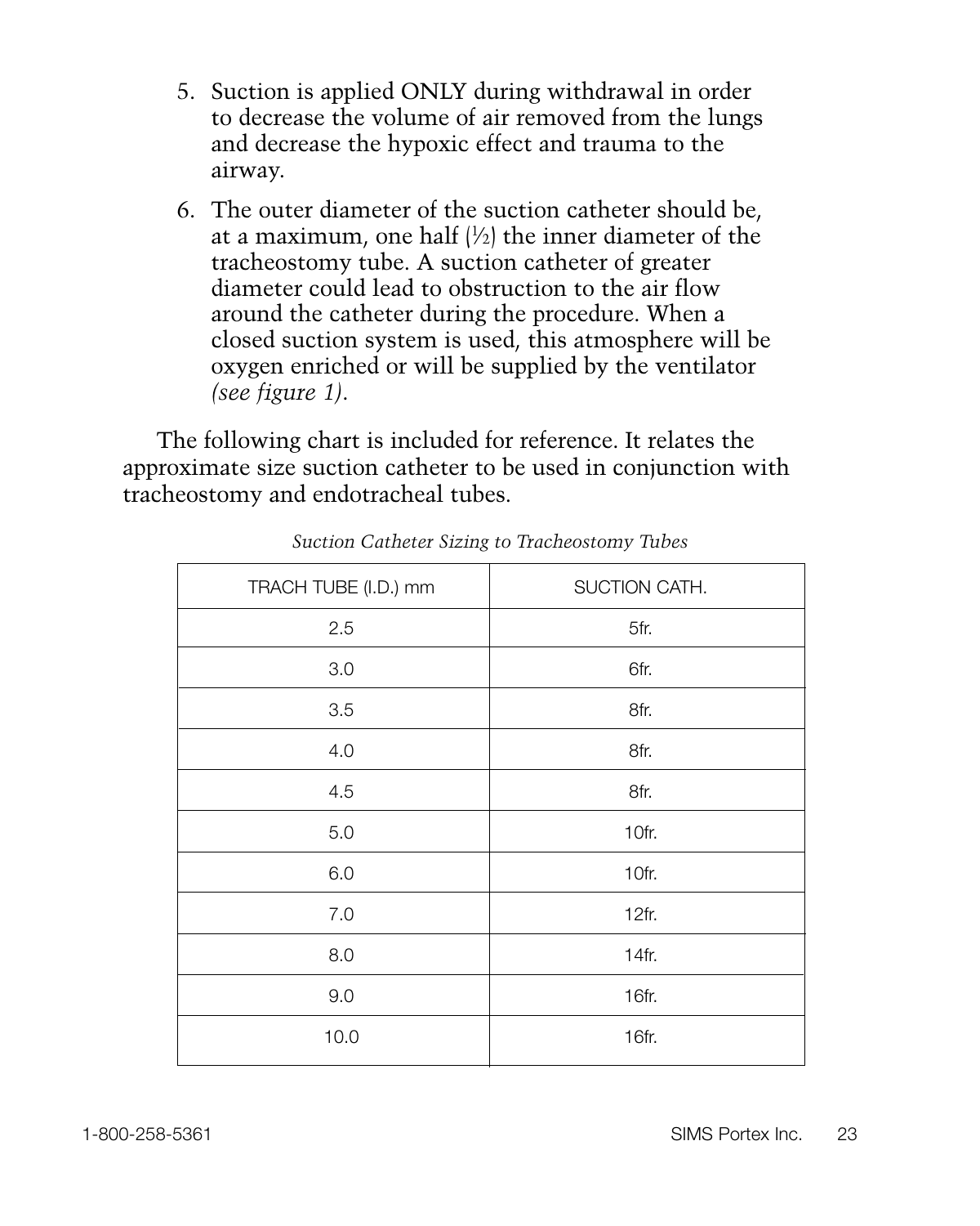5. Suction is applied ONLY during withdrawal in order to decrease the volume of air removed from the lungs and decrease the hypoxic effect and trauma to the airway.
6. The outer diameter of the suction catheter should be, at a maximum, one half (½) the inner diameter of the tracheostomy tube. A suction catheter of greater diameter could lead to obstruction to the air flow around the catheter during the procedure. When a closed suction system is used, this atmosphere will be oxygen enriched or will be supplied by the ventilator *(see figure 1)*.

The following chart is included for reference. It relates the approximate size suction catheter to be used in conjunction with tracheostomy and endotracheal tubes.

*Suction Catheter Sizing to Tracheostomy Tubes*

| TRACH TUBE (I.D.) mm | SUCTION CATH. |
|---|---|
| 2.5 | 5fr. |
| 3.0 | 6fr. |
| 3.5 | 8fr. |
| 4.0 | 8fr. |
| 4.5 | 8fr. |
| 5.0 | 10fr. |
| 6.0 | 10fr. |
| 7.0 | 12fr. |
| 8.0 | 14fr. |
| 9.0 | 16fr. |
| 10.0 | 16fr. |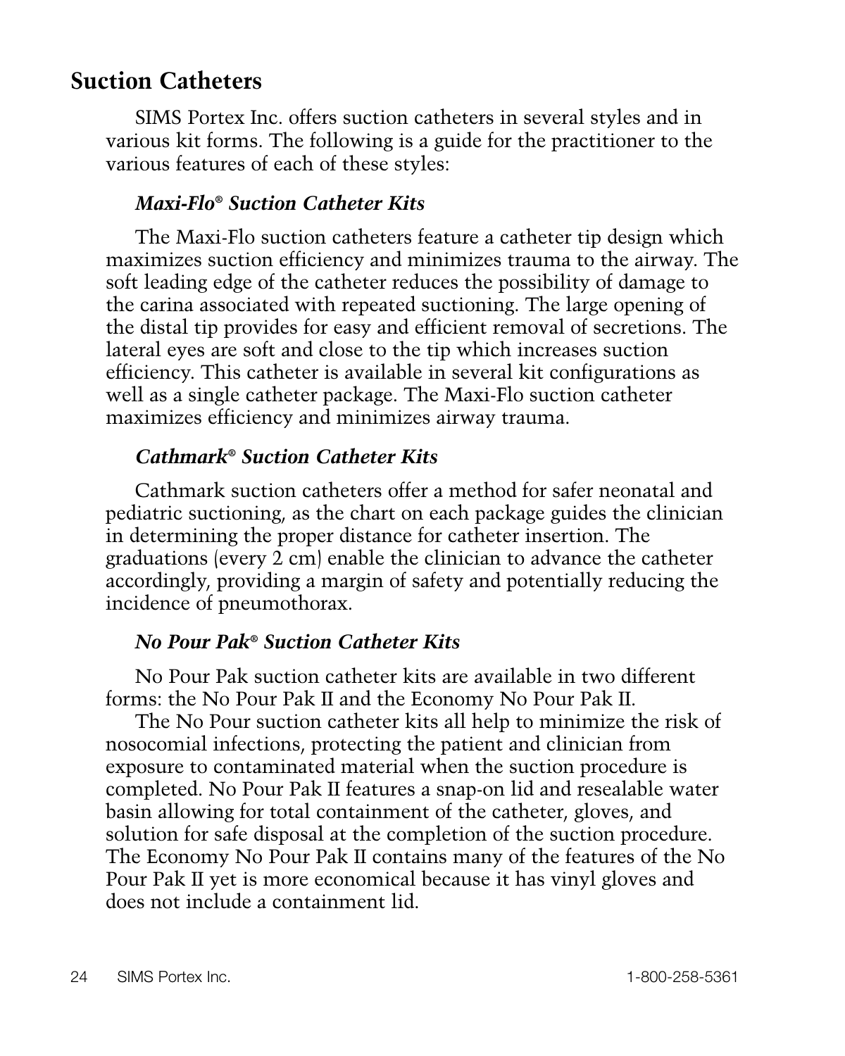## Suction Catheters

SIMS Portex Inc. offers suction catheters in several styles and in various kit forms. The following is a guide for the practitioner to the various features of each of these styles:

### *Maxi-Flo® Suction Catheter Kits*

The Maxi-Flo suction catheters feature a catheter tip design which maximizes suction efficiency and minimizes trauma to the airway. The soft leading edge of the catheter reduces the possibility of damage to the carina associated with repeated suctioning. The large opening of the distal tip provides for easy and efficient removal of secretions. The lateral eyes are soft and close to the tip which increases suction efficiency. This catheter is available in several kit configurations as well as a single catheter package. The Maxi-Flo suction catheter maximizes efficiency and minimizes airway trauma.

### *Cathmark® Suction Catheter Kits*

Cathmark suction catheters offer a method for safer neonatal and pediatric suctioning, as the chart on each package guides the clinician in determining the proper distance for catheter insertion. The graduations (every 2 cm) enable the clinician to advance the catheter accordingly, providing a margin of safety and potentially reducing the incidence of pneumothorax.

### *No Pour Pak® Suction Catheter Kits*

No Pour Pak suction catheter kits are available in two different forms: the No Pour Pak II and the Economy No Pour Pak II.

The No Pour suction catheter kits all help to minimize the risk of nosocomial infections, protecting the patient and clinician from exposure to contaminated material when the suction procedure is completed. No Pour Pak II features a snap-on lid and resealable water basin allowing for total containment of the catheter, gloves, and solution for safe disposal at the completion of the suction procedure. The Economy No Pour Pak II contains many of the features of the No Pour Pak II yet is more economical because it has vinyl gloves and does not include a containment lid.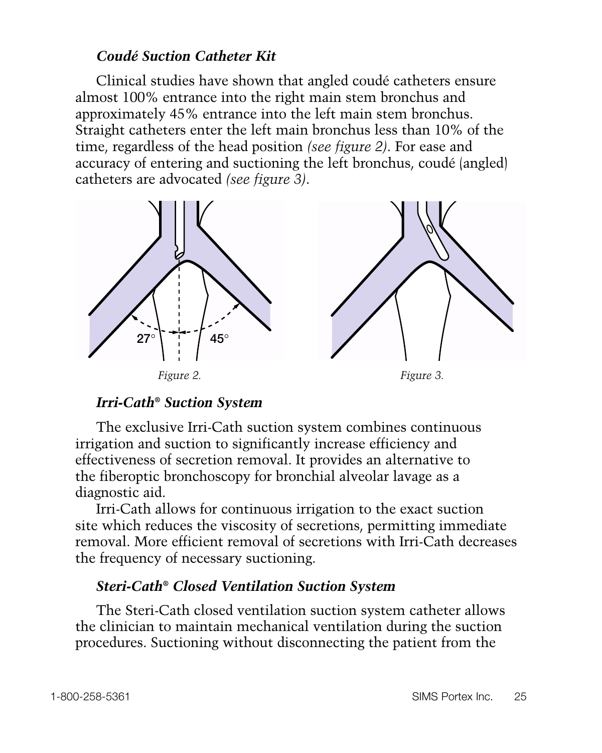### *Coudé Suction Catheter Kit*

Clinical studies have shown that angled coudé catheters ensure almost 100% entrance into the right main stem bronchus and approximately 45% entrance into the left main stem bronchus. Straight catheters enter the left main bronchus less than 10% of the time, regardless of the head position *(see figure 2)*. For ease and accuracy of entering and suctioning the left bronchus, coudé (angled) catheters are advocated *(see figure 3)*.

27° 45°

*Figure 2.*

*Figure 3.*

### *Irri-Cath® Suction System*

The exclusive Irri-Cath suction system combines continuous irrigation and suction to significantly increase efficiency and effectiveness of secretion removal. It provides an alternative to the fiberoptic bronchoscopy for bronchial alveolar lavage as a diagnostic aid.

Irri-Cath allows for continuous irrigation to the exact suction site which reduces the viscosity of secretions, permitting immediate removal. More efficient removal of secretions with Irri-Cath decreases the frequency of necessary suctioning.

### *Steri-Cath® Closed Ventilation Suction System*

The Steri-Cath closed ventilation suction system catheter allows the clinician to maintain mechanical ventilation during the suction procedures. Suctioning without disconnecting the patient from the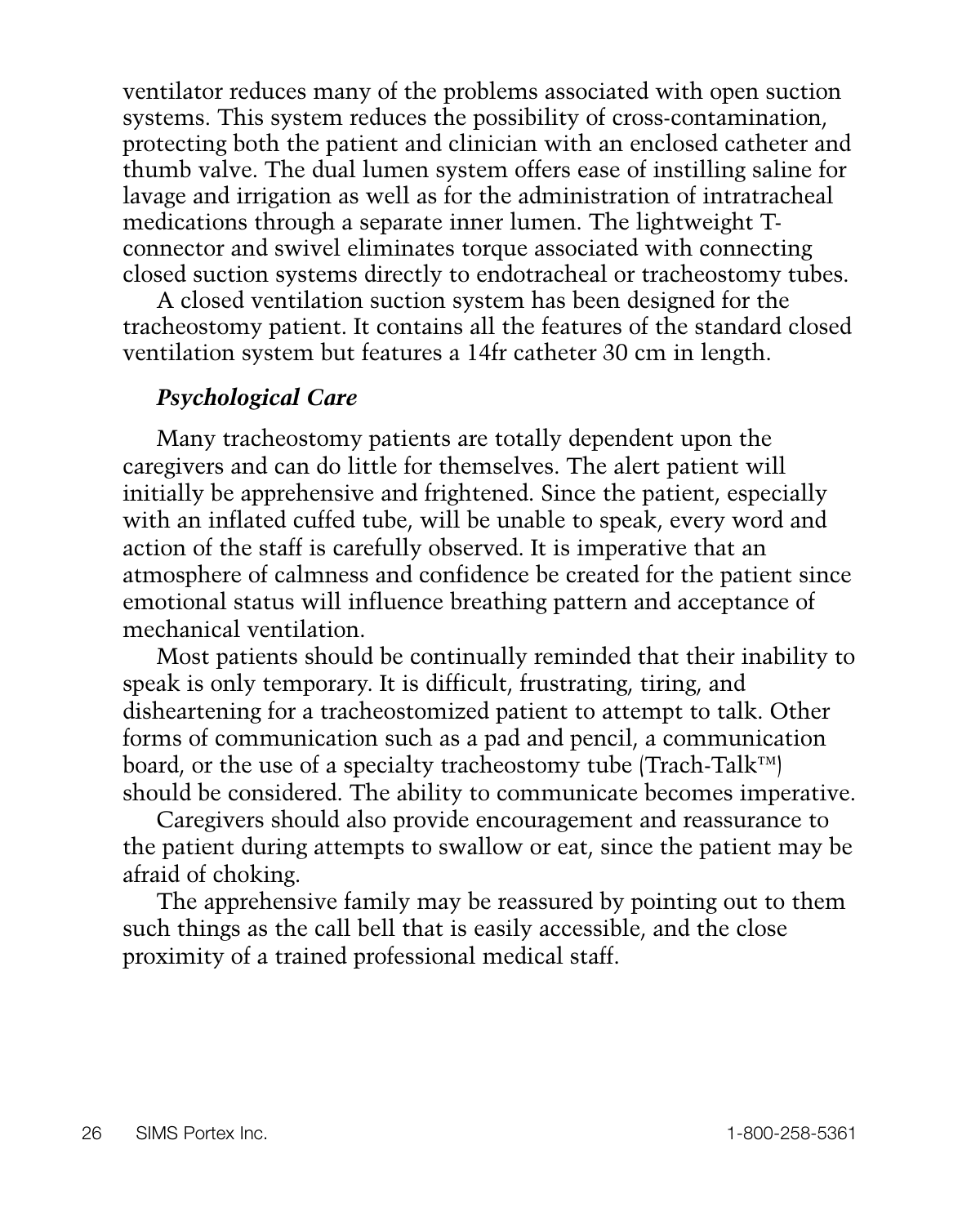ventilator reduces many of the problems associated with open suction systems. This system reduces the possibility of cross-contamination, protecting both the patient and clinician with an enclosed catheter and thumb valve. The dual lumen system offers ease of instilling saline for lavage and irrigation as well as for the administration of intratracheal medications through a separate inner lumen. The lightweight T-connector and swivel eliminates torque associated with connecting closed suction systems directly to endotracheal or tracheostomy tubes.

A closed ventilation suction system has been designed for the tracheostomy patient. It contains all the features of the standard closed ventilation system but features a 14fr catheter 30 cm in length.

### *Psychological Care*

Many tracheostomy patients are totally dependent upon the caregivers and can do little for themselves. The alert patient will initially be apprehensive and frightened. Since the patient, especially with an inflated cuffed tube, will be unable to speak, every word and action of the staff is carefully observed. It is imperative that an atmosphere of calmness and confidence be created for the patient since emotional status will influence breathing pattern and acceptance of mechanical ventilation.

Most patients should be continually reminded that their inability to speak is only temporary. It is difficult, frustrating, tiring, and disheartening for a tracheostomized patient to attempt to talk. Other forms of communication such as a pad and pencil, a communication board, or the use of a specialty tracheostomy tube (Trach-Talk™) should be considered. The ability to communicate becomes imperative.

Caregivers should also provide encouragement and reassurance to the patient during attempts to swallow or eat, since the patient may be afraid of choking.

The apprehensive family may be reassured by pointing out to them such things as the call bell that is easily accessible, and the close proximity of a trained professional medical staff.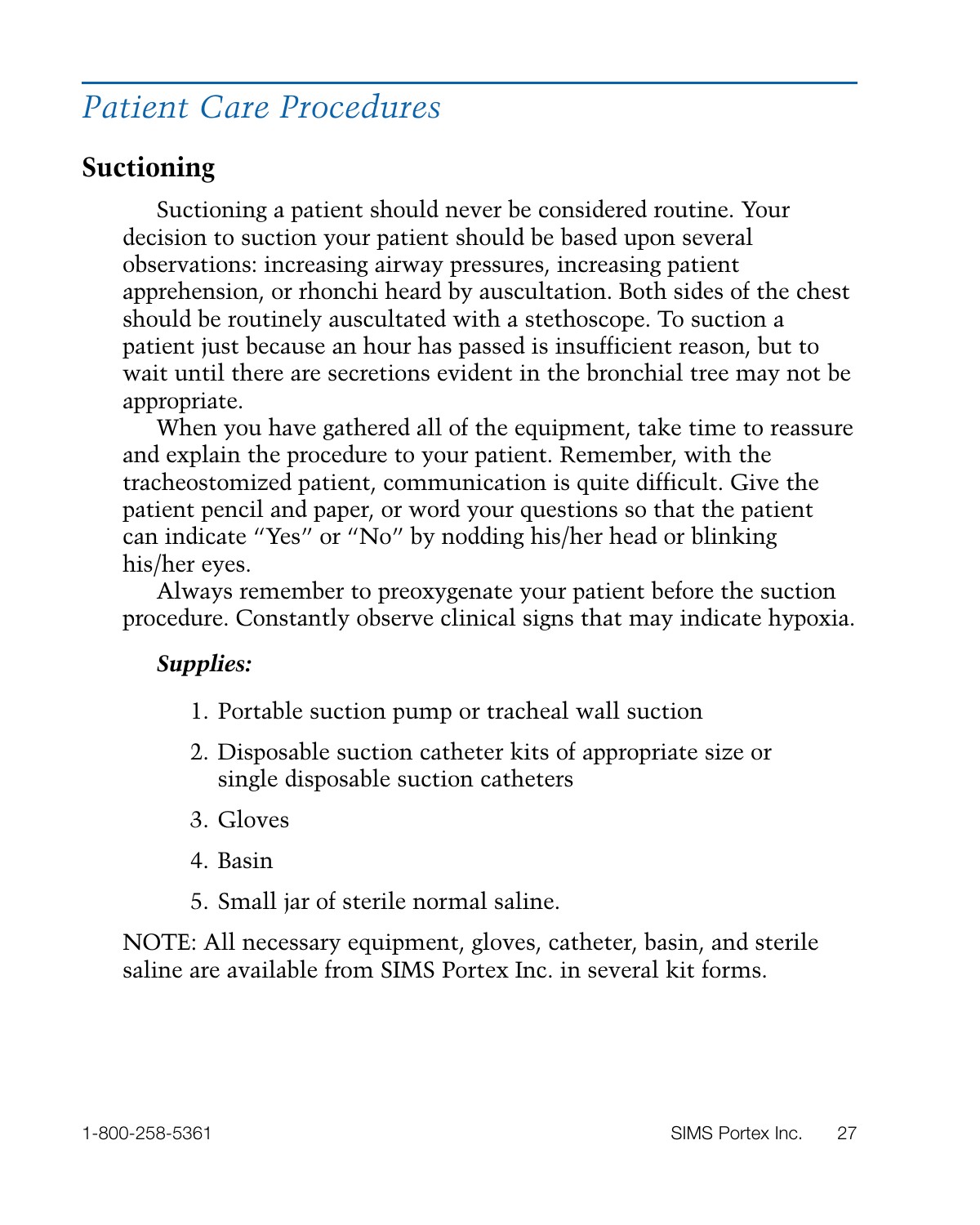# *Patient Care Procedures*

## Suctioning

Suctioning a patient should never be considered routine. Your decision to suction your patient should be based upon several observations: increasing airway pressures, increasing patient apprehension, or rhonchi heard by auscultation. Both sides of the chest should be routinely auscultated with a stethoscope. To suction a patient just because an hour has passed is insufficient reason, but to wait until there are secretions evident in the bronchial tree may not be appropriate.

When you have gathered all of the equipment, take time to reassure and explain the procedure to your patient. Remember, with the tracheostomized patient, communication is quite difficult. Give the patient pencil and paper, or word your questions so that the patient can indicate "Yes" or "No" by nodding his/her head or blinking his/her eyes.

Always remember to preoxygenate your patient before the suction procedure. Constantly observe clinical signs that may indicate hypoxia.

***Supplies:***

1. Portable suction pump or tracheal wall suction
2. Disposable suction catheter kits of appropriate size or single disposable suction catheters
3. Gloves
4. Basin
5. Small jar of sterile normal saline.

NOTE: All necessary equipment, gloves, catheter, basin, and sterile saline are available from SIMS Portex Inc. in several kit forms.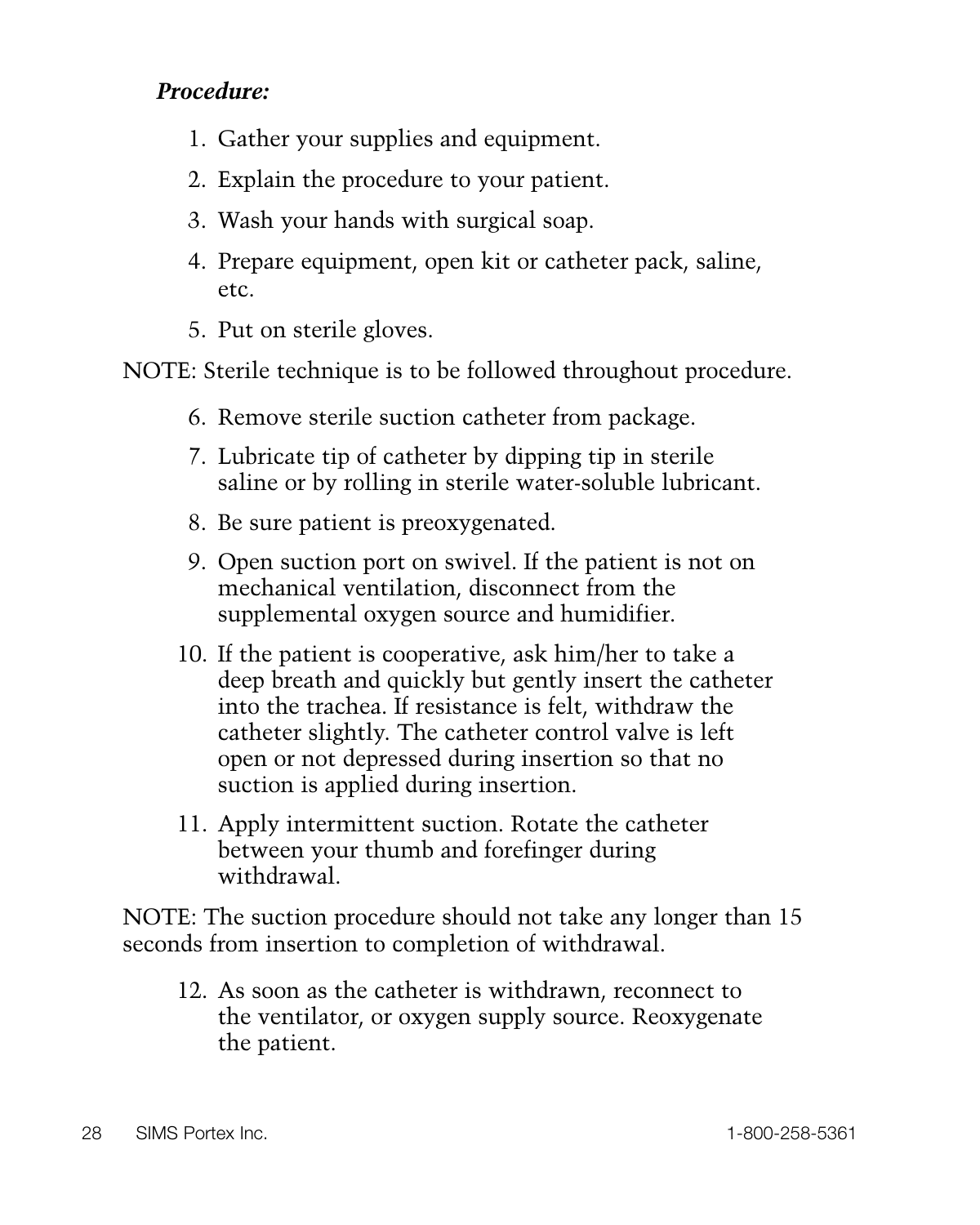***Procedure:***

1. Gather your supplies and equipment.
2. Explain the procedure to your patient.
3. Wash your hands with surgical soap.
4. Prepare equipment, open kit or catheter pack, saline, etc.
5. Put on sterile gloves.

NOTE: Sterile technique is to be followed throughout procedure.

6. Remove sterile suction catheter from package.
7. Lubricate tip of catheter by dipping tip in sterile saline or by rolling in sterile water-soluble lubricant.
8. Be sure patient is preoxygenated.
9. Open suction port on swivel. If the patient is not on mechanical ventilation, disconnect from the supplemental oxygen source and humidifier.
10. If the patient is cooperative, ask him/her to take a deep breath and quickly but gently insert the catheter into the trachea. If resistance is felt, withdraw the catheter slightly. The catheter control valve is left open or not depressed during insertion so that no suction is applied during insertion.
11. Apply intermittent suction. Rotate the catheter between your thumb and forefinger during withdrawal.

NOTE: The suction procedure should not take any longer than 15 seconds from insertion to completion of withdrawal.

12. As soon as the catheter is withdrawn, reconnect to the ventilator, or oxygen supply source. Reoxygenate the patient.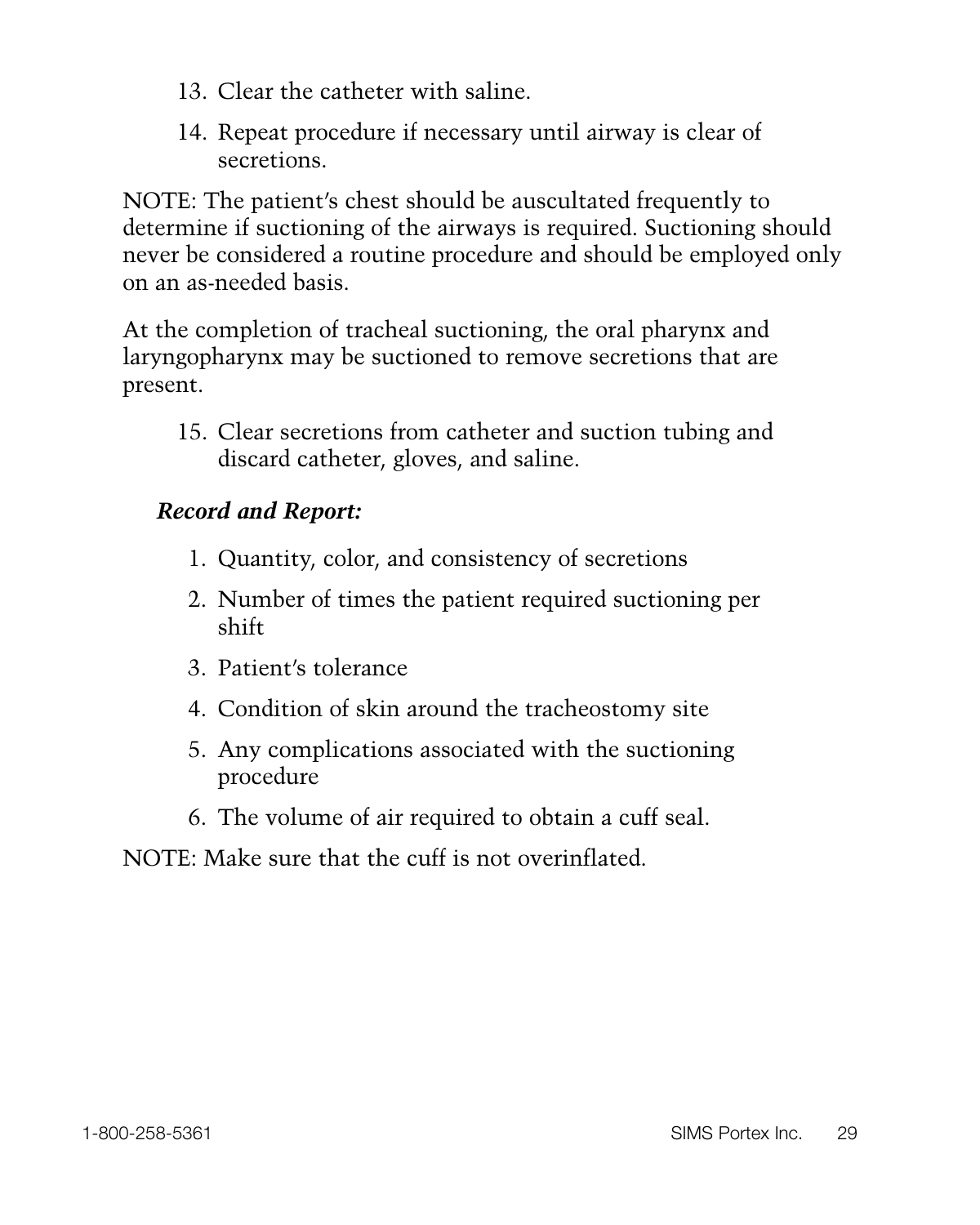13. Clear the catheter with saline.
14. Repeat procedure if necessary until airway is clear of secretions.

NOTE: The patient's chest should be auscultated frequently to determine if suctioning of the airways is required. Suctioning should never be considered a routine procedure and should be employed only on an as-needed basis.

At the completion of tracheal suctioning, the oral pharynx and laryngopharynx may be suctioned to remove secretions that are present.

15. Clear secretions from catheter and suction tubing and discard catheter, gloves, and saline.

***Record and Report:***

1. Quantity, color, and consistency of secretions
2. Number of times the patient required suctioning per shift
3. Patient's tolerance
4. Condition of skin around the tracheostomy site
5. Any complications associated with the suctioning procedure
6. The volume of air required to obtain a cuff seal.

NOTE: Make sure that the cuff is not overinflated.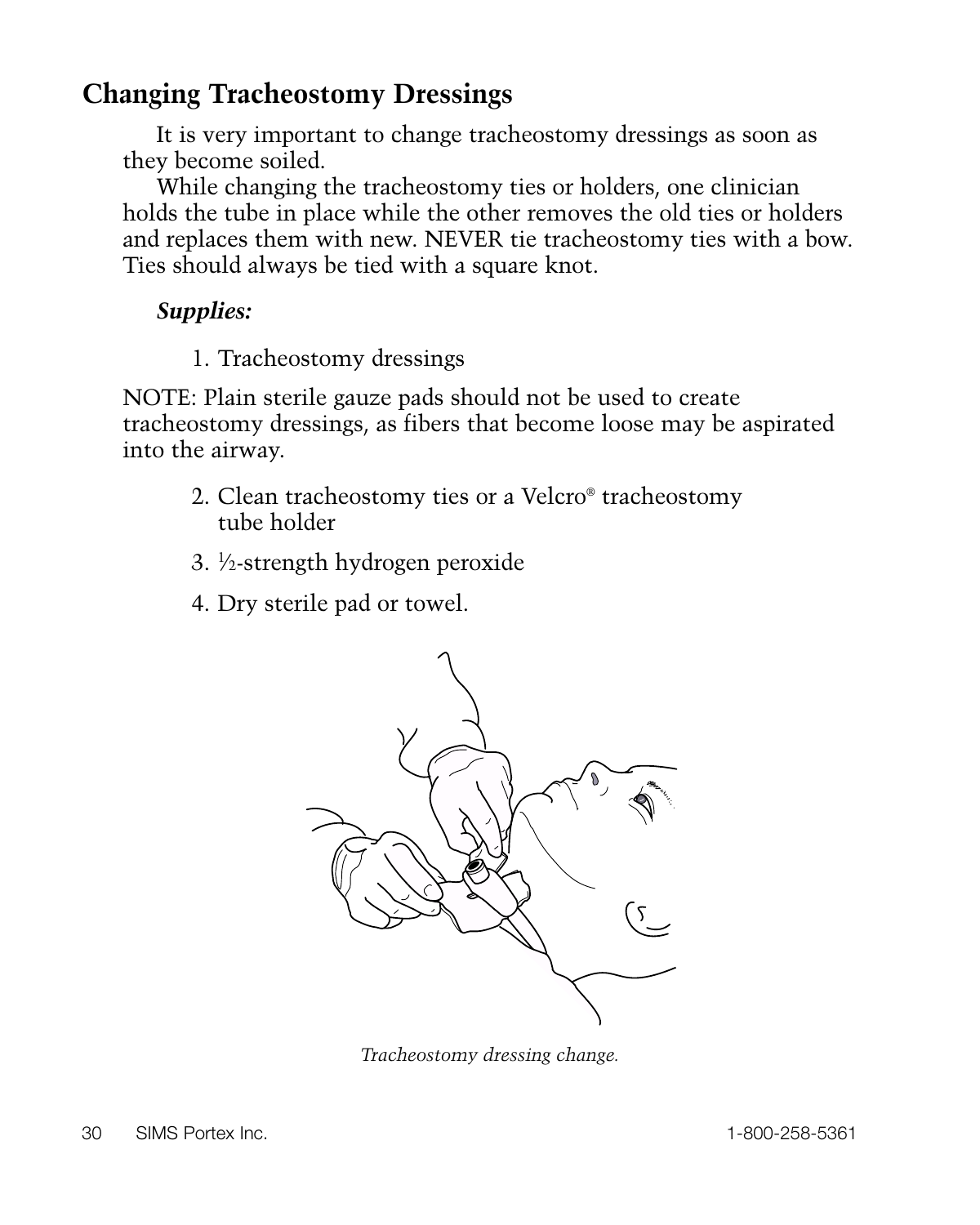## Changing Tracheostomy Dressings

It is very important to change tracheostomy dressings as soon as they become soiled.

While changing the tracheostomy ties or holders, one clinician holds the tube in place while the other removes the old ties or holders and replaces them with new. NEVER tie tracheostomy ties with a bow. Ties should always be tied with a square knot.

***Supplies:***

1. Tracheostomy dressings

NOTE: Plain sterile gauze pads should not be used to create tracheostomy dressings, as fibers that become loose may be aspirated into the airway.

2. Clean tracheostomy ties or a Velcro® tracheostomy tube holder
3. ½-strength hydrogen peroxide
4. Dry sterile pad or towel.

*Tracheostomy dressing change.*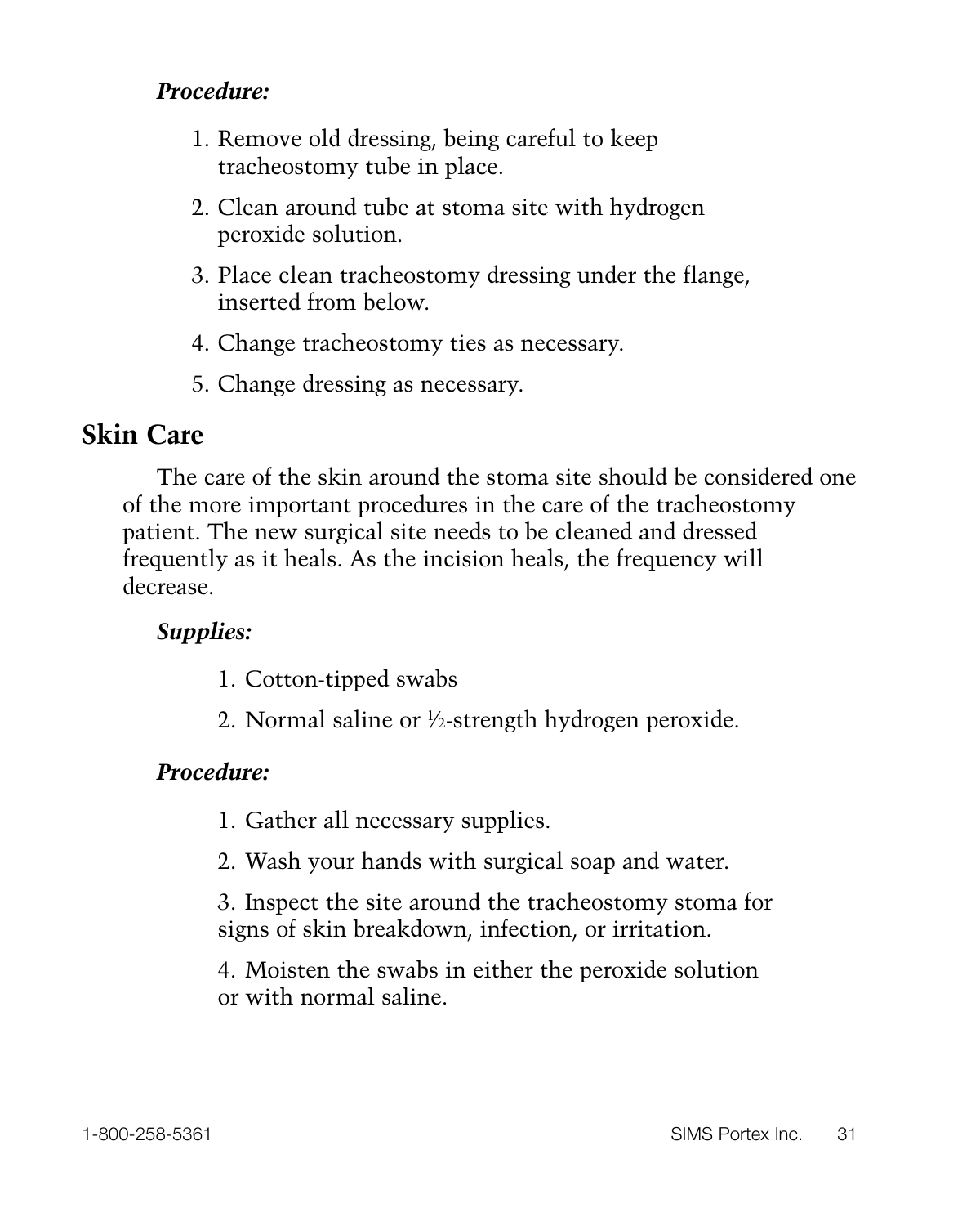***Procedure:***

1. Remove old dressing, being careful to keep tracheostomy tube in place.
2. Clean around tube at stoma site with hydrogen peroxide solution.
3. Place clean tracheostomy dressing under the flange, inserted from below.
4. Change tracheostomy ties as necessary.
5. Change dressing as necessary.

## Skin Care

The care of the skin around the stoma site should be considered one of the more important procedures in the care of the tracheostomy patient. The new surgical site needs to be cleaned and dressed frequently as it heals. As the incision heals, the frequency will decrease.

***Supplies:***

1. Cotton-tipped swabs
2. Normal saline or ½-strength hydrogen peroxide.

***Procedure:***

1. Gather all necessary supplies.
2. Wash your hands with surgical soap and water.
3. Inspect the site around the tracheostomy stoma for signs of skin breakdown, infection, or irritation.
4. Moisten the swabs in either the peroxide solution or with normal saline.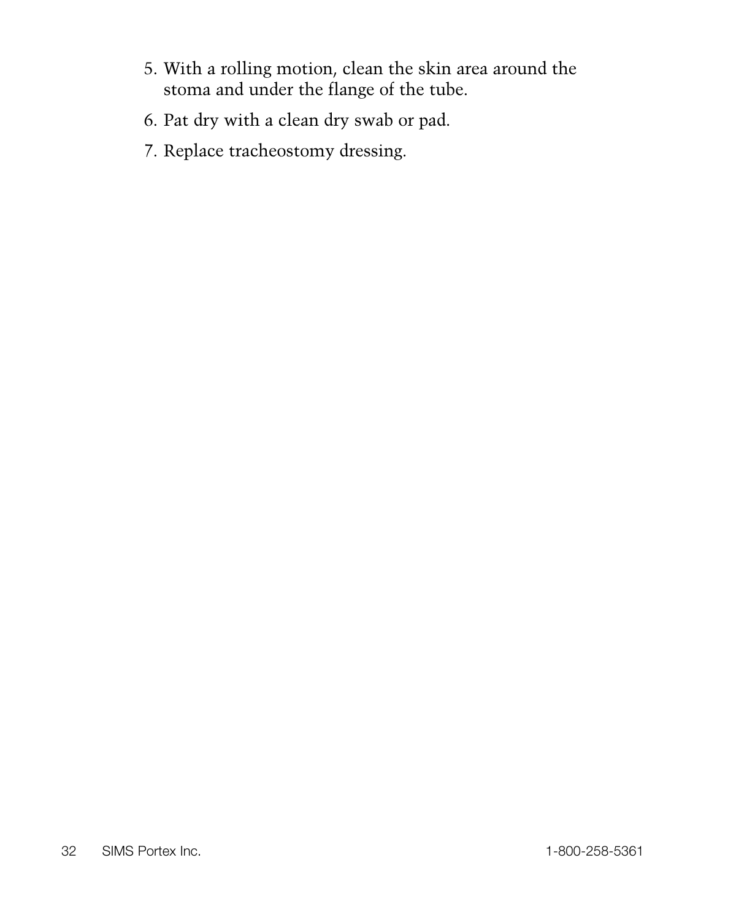5. With a rolling motion, clean the skin area around the stoma and under the flange of the tube.
6. Pat dry with a clean dry swab or pad.
7. Replace tracheostomy dressing.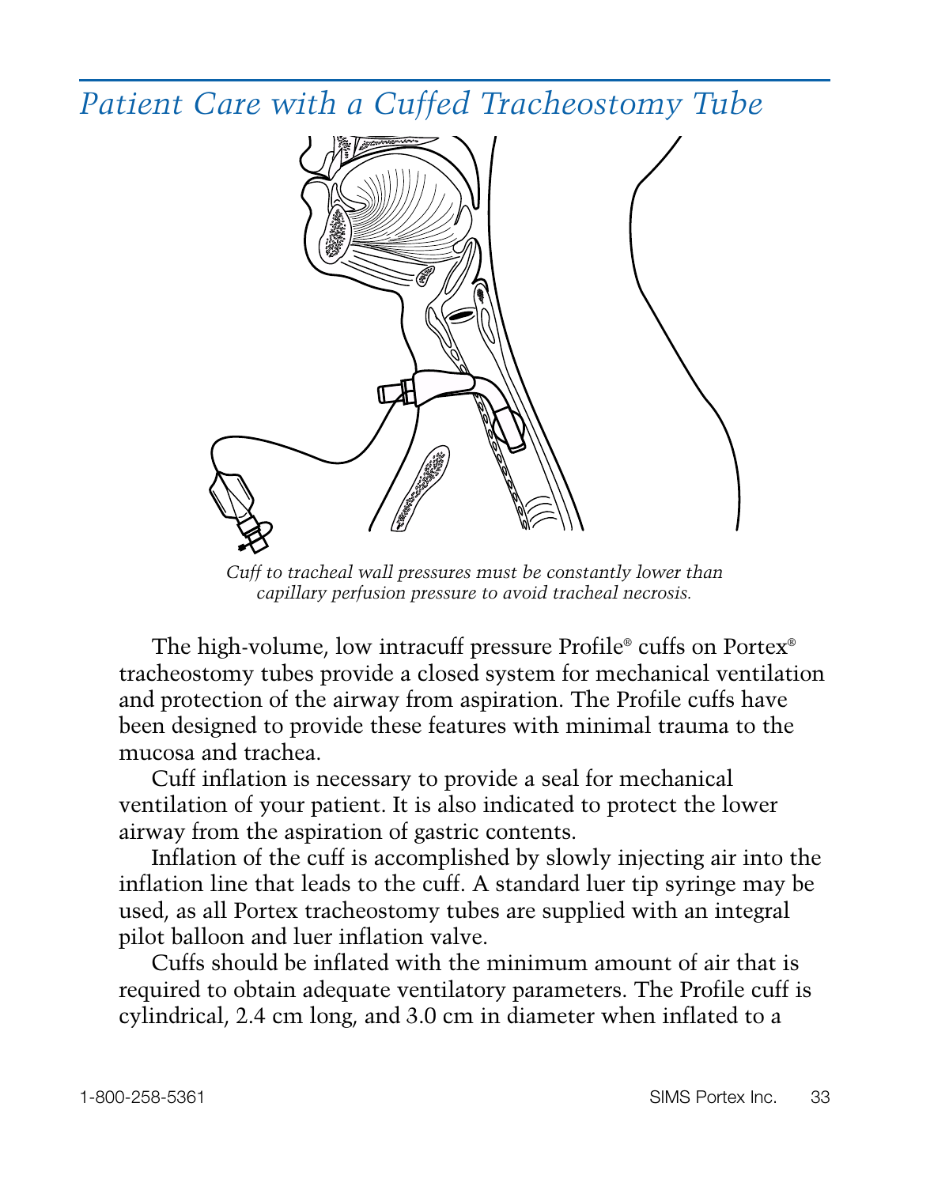# *Patient Care with a Cuffed Tracheostomy Tube*

*Cuff to tracheal wall pressures must be constantly lower than capillary perfusion pressure to avoid tracheal necrosis.*

The high-volume, low intracuff pressure Profile® cuffs on Portex® tracheostomy tubes provide a closed system for mechanical ventilation and protection of the airway from aspiration. The Profile cuffs have been designed to provide these features with minimal trauma to the mucosa and trachea.

Cuff inflation is necessary to provide a seal for mechanical ventilation of your patient. It is also indicated to protect the lower airway from the aspiration of gastric contents.

Inflation of the cuff is accomplished by slowly injecting air into the inflation line that leads to the cuff. A standard luer tip syringe may be used, as all Portex tracheostomy tubes are supplied with an integral pilot balloon and luer inflation valve.

Cuffs should be inflated with the minimum amount of air that is required to obtain adequate ventilatory parameters. The Profile cuff is cylindrical, 2.4 cm long, and 3.0 cm in diameter when inflated to a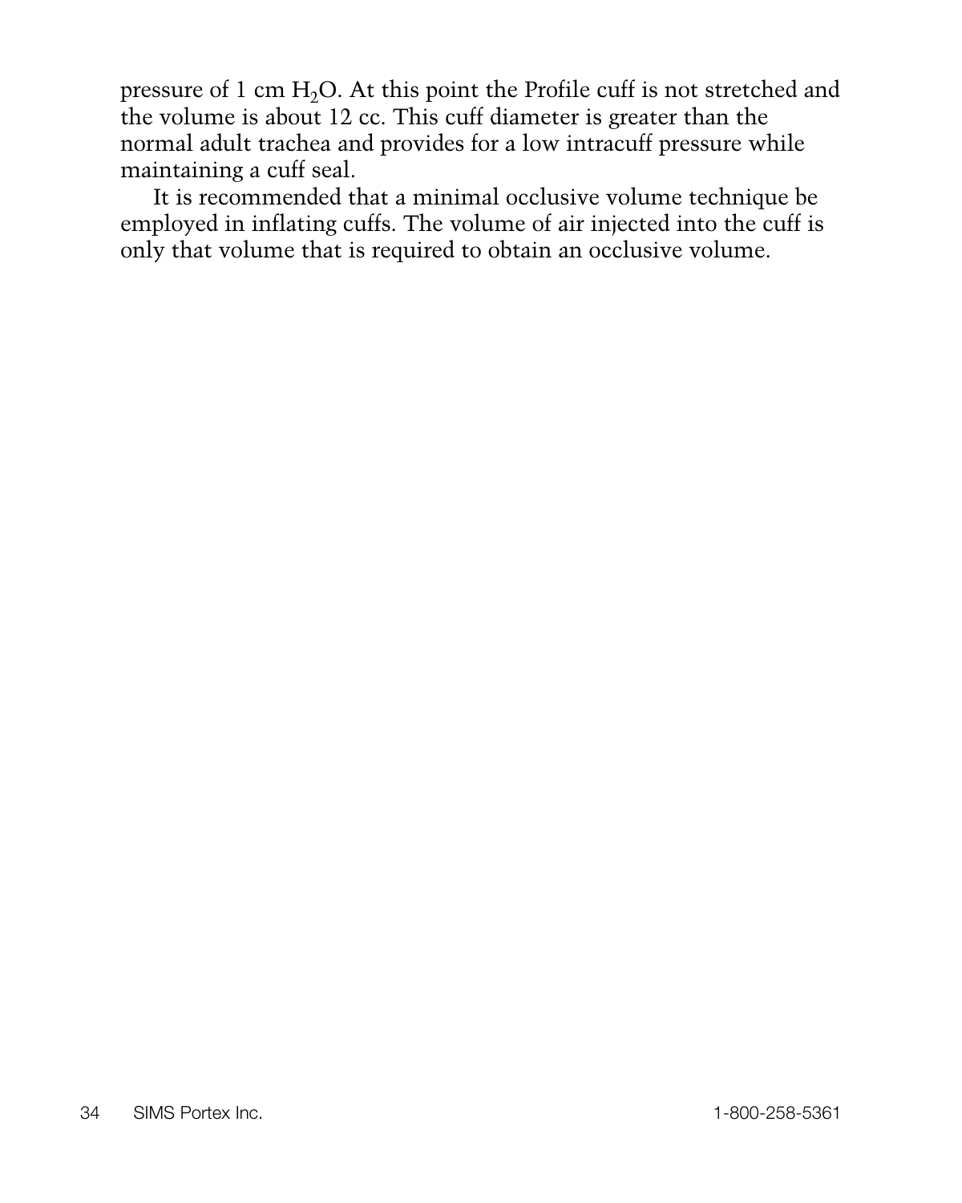pressure of 1 cm $H_2O$. At this point the Profile cuff is not stretched and the volume is about 12 cc. This cuff diameter is greater than the normal adult trachea and provides for a low intracuff pressure while maintaining a cuff seal.

It is recommended that a minimal occlusive volume technique be employed in inflating cuffs. The volume of air injected into the cuff is only that volume that is required to obtain an occlusive volume.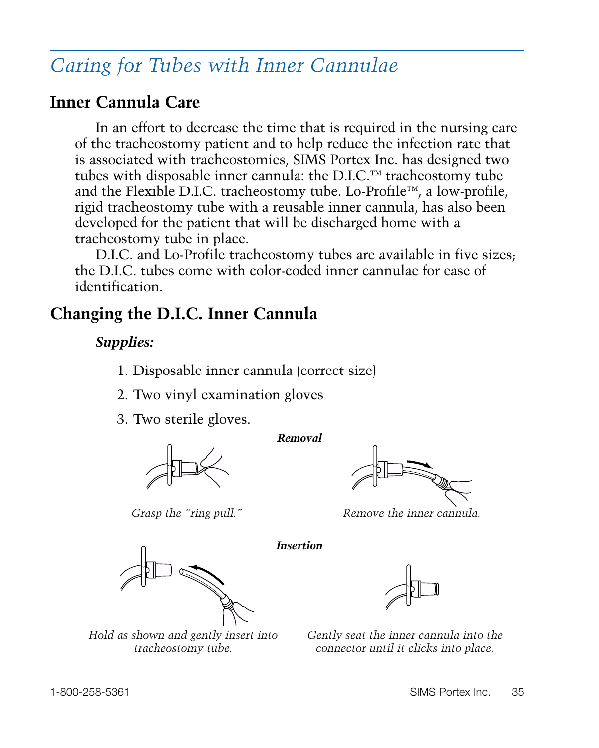# *Caring for Tubes with Inner Cannulae*

## Inner Cannula Care

In an effort to decrease the time that is required in the nursing care of the tracheostomy patient and to help reduce the infection rate that is associated with tracheostomies, SIMS Portex Inc. has designed two tubes with disposable inner cannula: the D.I.C.™ tracheostomy tube and the Flexible D.I.C. tracheostomy tube. Lo-Profile™, a low-profile, rigid tracheostomy tube with a reusable inner cannula, has also been developed for the patient that will be discharged home with a tracheostomy tube in place.

D.I.C. and Lo-Profile tracheostomy tubes are available in five sizes; the D.I.C. tubes come with color-coded inner cannulae for ease of identification.

## Changing the D.I.C. Inner Cannula

***Supplies:***

1. Disposable inner cannula (correct size)
2. Two vinyl examination gloves
3. Two sterile gloves.

***Removal***

*Grasp the "ring pull."*

*Remove the inner cannula.*

***Insertion***

*Hold as shown and gently insert into tracheostomy tube.*

*Gently seat the inner cannula into the connector until it clicks into place.*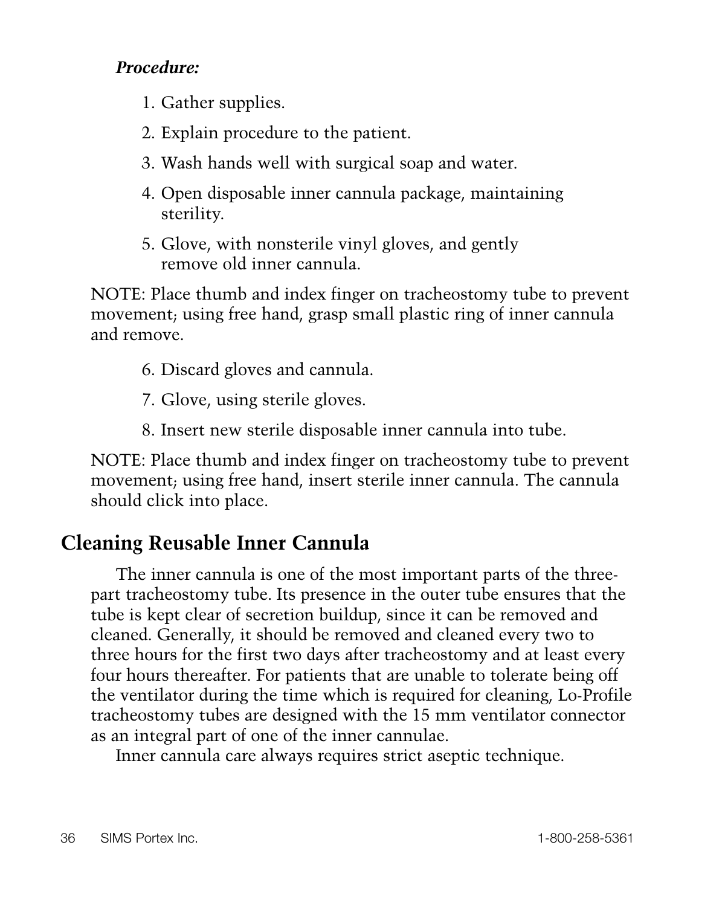***Procedure:***

1. Gather supplies.
2. Explain procedure to the patient.
3. Wash hands well with surgical soap and water.
4. Open disposable inner cannula package, maintaining sterility.
5. Glove, with nonsterile vinyl gloves, and gently remove old inner cannula.

NOTE: Place thumb and index finger on tracheostomy tube to prevent movement; using free hand, grasp small plastic ring of inner cannula and remove.

6. Discard gloves and cannula.
7. Glove, using sterile gloves.
8. Insert new sterile disposable inner cannula into tube.

NOTE: Place thumb and index finger on tracheostomy tube to prevent movement; using free hand, insert sterile inner cannula. The cannula should click into place.

## Cleaning Reusable Inner Cannula

The inner cannula is one of the most important parts of the three-part tracheostomy tube. Its presence in the outer tube ensures that the tube is kept clear of secretion buildup, since it can be removed and cleaned. Generally, it should be removed and cleaned every two to three hours for the first two days after tracheostomy and at least every four hours thereafter. For patients that are unable to tolerate being off the ventilator during the time which is required for cleaning, Lo-Profile tracheostomy tubes are designed with the 15 mm ventilator connector as an integral part of one of the inner cannulae.

Inner cannula care always requires strict aseptic technique.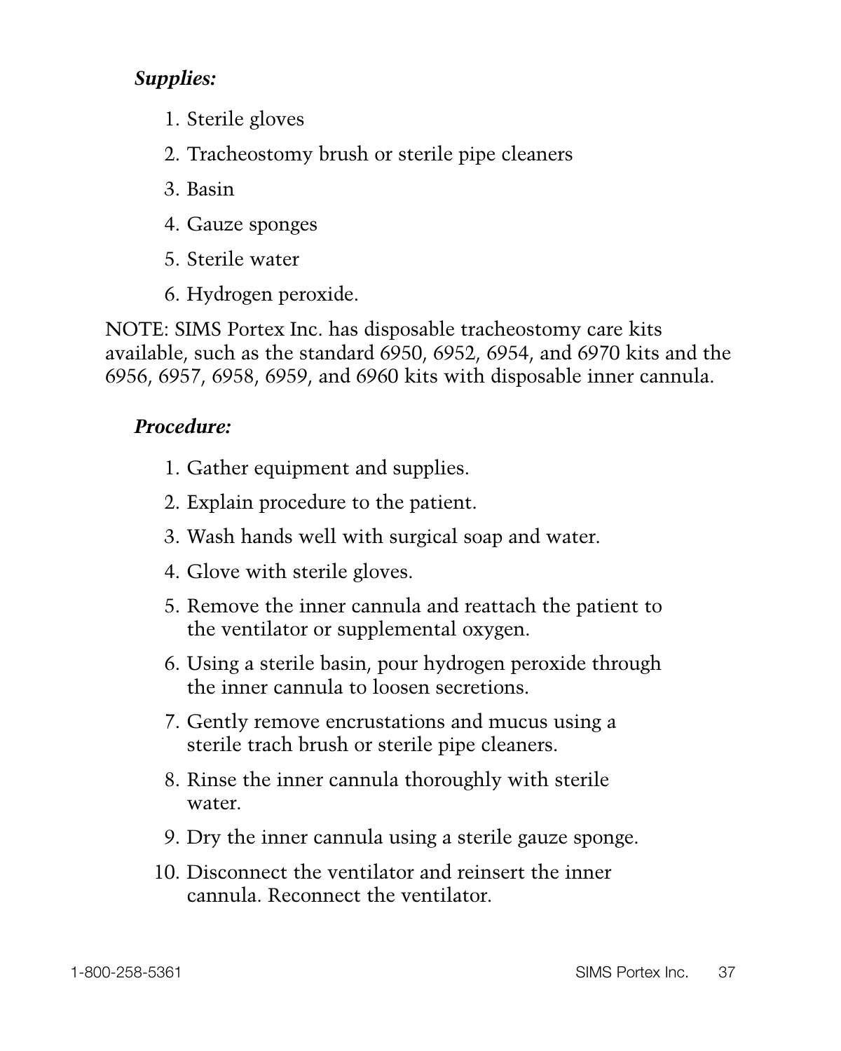***Supplies:***

1. Sterile gloves
2. Tracheostomy brush or sterile pipe cleaners
3. Basin
4. Gauze sponges
5. Sterile water
6. Hydrogen peroxide.

NOTE: SIMS Portex Inc. has disposable tracheostomy care kits available, such as the standard 6950, 6952, 6954, and 6970 kits and the 6956, 6957, 6958, 6959, and 6960 kits with disposable inner cannula.

***Procedure:***

1. Gather equipment and supplies.
2. Explain procedure to the patient.
3. Wash hands well with surgical soap and water.
4. Glove with sterile gloves.
5. Remove the inner cannula and reattach the patient to the ventilator or supplemental oxygen.
6. Using a sterile basin, pour hydrogen peroxide through the inner cannula to loosen secretions.
7. Gently remove encrustations and mucus using a sterile trach brush or sterile pipe cleaners.
8. Rinse the inner cannula thoroughly with sterile water.
9. Dry the inner cannula using a sterile gauze sponge.
10. Disconnect the ventilator and reinsert the inner cannula. Reconnect the ventilator.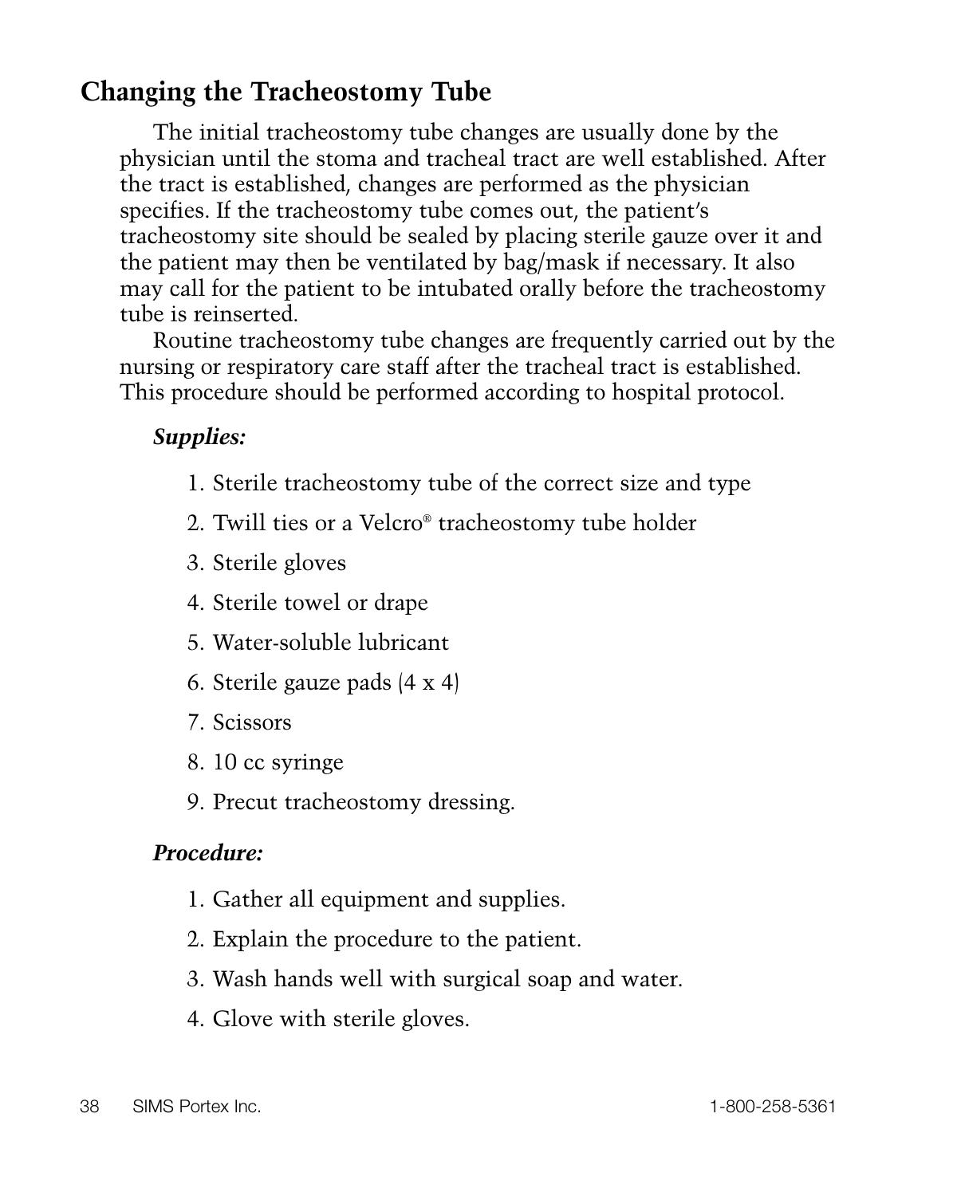## Changing the Tracheostomy Tube

The initial tracheostomy tube changes are usually done by the physician until the stoma and tracheal tract are well established. After the tract is established, changes are performed as the physician specifies. If the tracheostomy tube comes out, the patient's tracheostomy site should be sealed by placing sterile gauze over it and the patient may then be ventilated by bag/mask if necessary. It also may call for the patient to be intubated orally before the tracheostomy tube is reinserted.

Routine tracheostomy tube changes are frequently carried out by the nursing or respiratory care staff after the tracheal tract is established. This procedure should be performed according to hospital protocol.

***Supplies:***

1. Sterile tracheostomy tube of the correct size and type
2. Twill ties or a Velcro® tracheostomy tube holder
3. Sterile gloves
4. Sterile towel or drape
5. Water-soluble lubricant
6. Sterile gauze pads (4 x 4)
7. Scissors
8. 10 cc syringe
9. Precut tracheostomy dressing.

***Procedure:***

1. Gather all equipment and supplies.
2. Explain the procedure to the patient.
3. Wash hands well with surgical soap and water.
4. Glove with sterile gloves.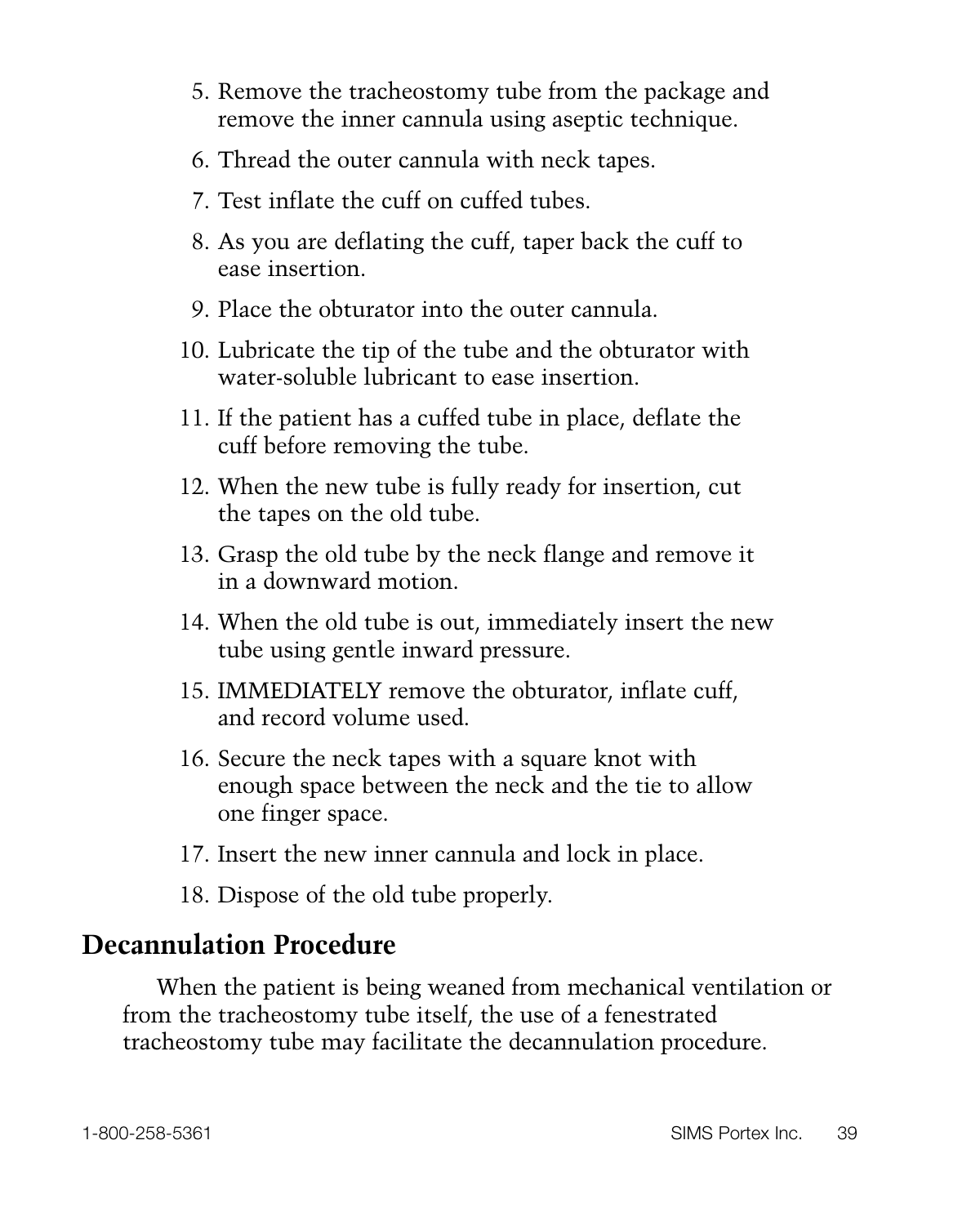5. Remove the tracheostomy tube from the package and remove the inner cannula using aseptic technique.
6. Thread the outer cannula with neck tapes.
7. Test inflate the cuff on cuffed tubes.
8. As you are deflating the cuff, taper back the cuff to ease insertion.
9. Place the obturator into the outer cannula.
10. Lubricate the tip of the tube and the obturator with water-soluble lubricant to ease insertion.
11. If the patient has a cuffed tube in place, deflate the cuff before removing the tube.
12. When the new tube is fully ready for insertion, cut the tapes on the old tube.
13. Grasp the old tube by the neck flange and remove it in a downward motion.
14. When the old tube is out, immediately insert the new tube using gentle inward pressure.
15. IMMEDIATELY remove the obturator, inflate cuff, and record volume used.
16. Secure the neck tapes with a square knot with enough space between the neck and the tie to allow one finger space.
17. Insert the new inner cannula and lock in place.
18. Dispose of the old tube properly.

## Decannulation Procedure

When the patient is being weaned from mechanical ventilation or from the tracheostomy tube itself, the use of a fenestrated tracheostomy tube may facilitate the decannulation procedure.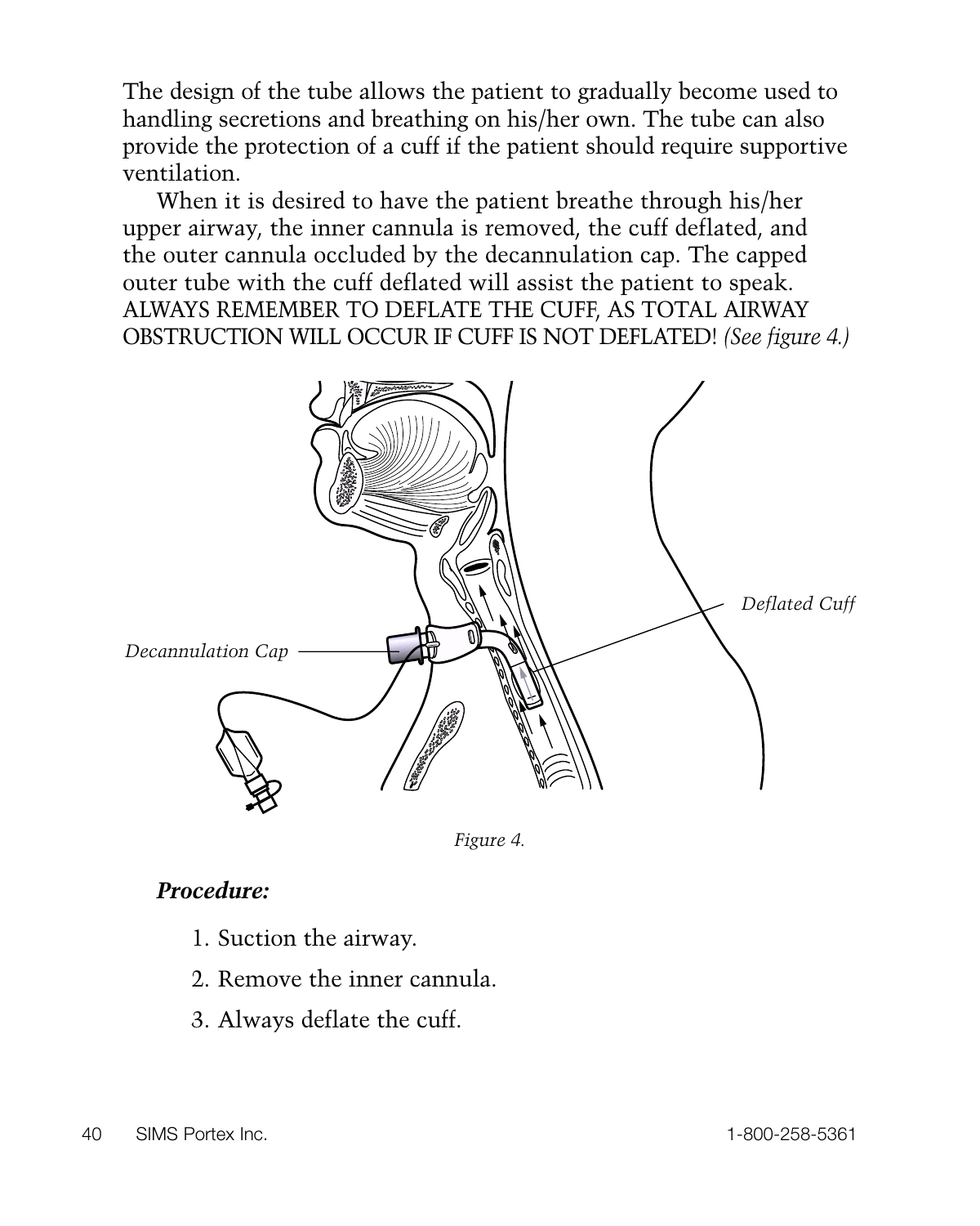The design of the tube allows the patient to gradually become used to handling secretions and breathing on his/her own. The tube can also provide the protection of a cuff if the patient should require supportive ventilation.

When it is desired to have the patient breathe through his/her upper airway, the inner cannula is removed, the cuff deflated, and the outer cannula occluded by the decannulation cap. The capped outer tube with the cuff deflated will assist the patient to speak. ALWAYS REMEMBER TO DEFLATE THE CUFF, AS TOTAL AIRWAY OBSTRUCTION WILL OCCUR IF CUFF IS NOT DEFLATED! *(See figure 4.)*

Decannulation Cap

Deflated Cuff

*Figure 4.*

***Procedure:***

1. Suction the airway.
2. Remove the inner cannula.
3. Always deflate the cuff.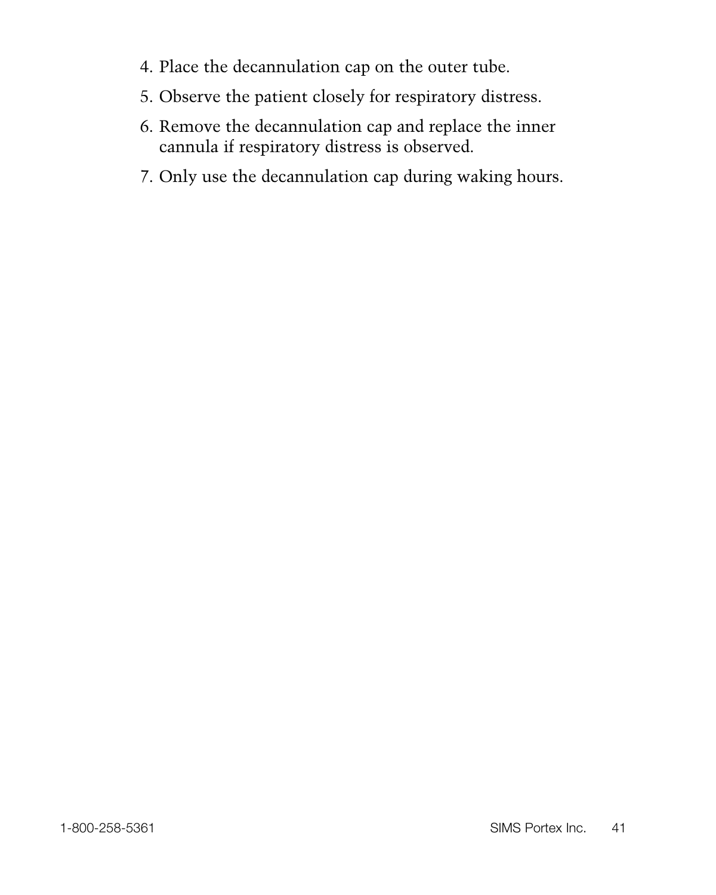4. Place the decannulation cap on the outer tube.
5. Observe the patient closely for respiratory distress.
6. Remove the decannulation cap and replace the inner cannula if respiratory distress is observed.
7. Only use the decannulation cap during waking hours.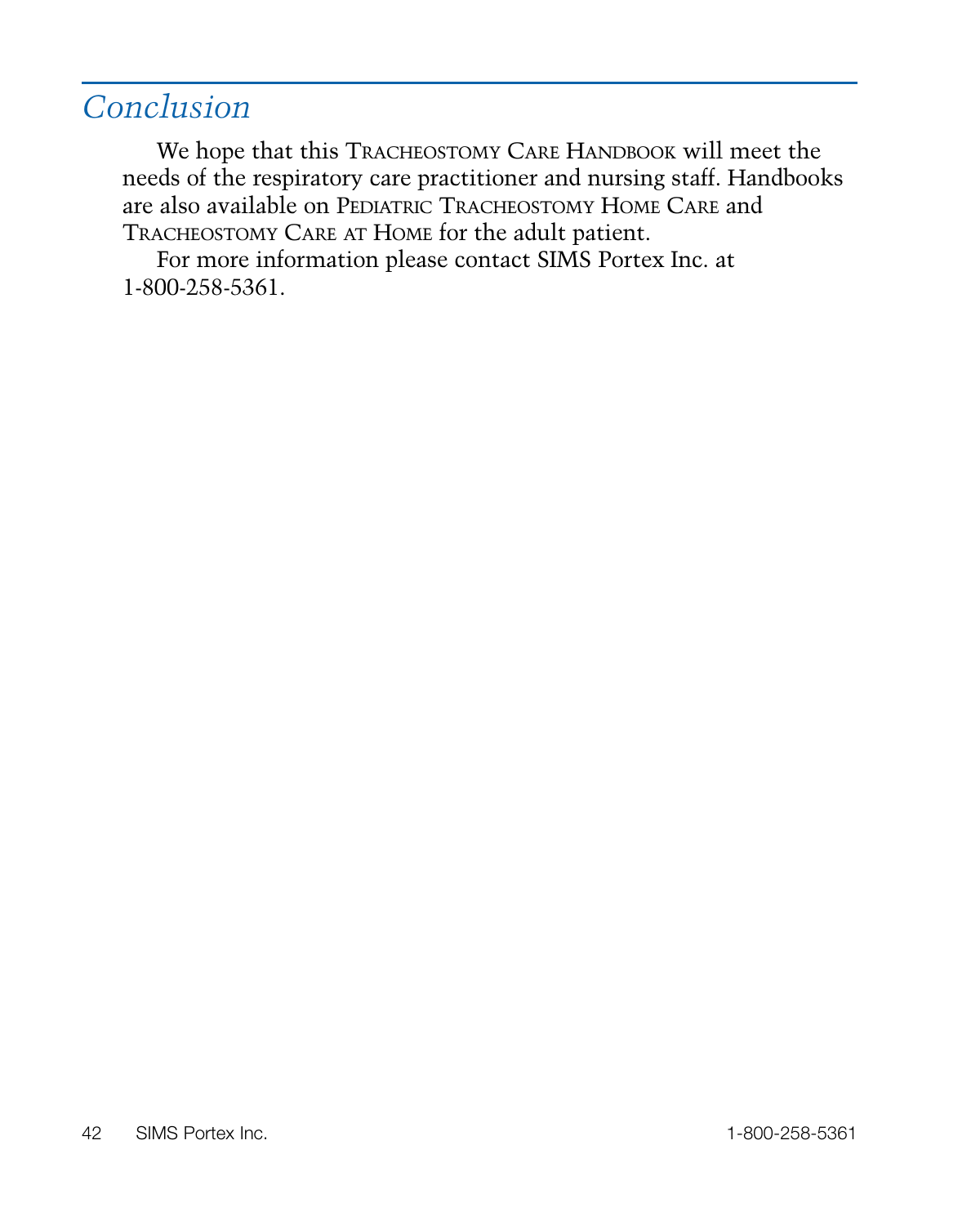## *Conclusion*

We hope that this Tracheostomy Care Handbook will meet the needs of the respiratory care practitioner and nursing staff. Handbooks are also available on Pediatric Tracheostomy Home Care and Tracheostomy Care at Home for the adult patient.

For more information please contact SIMS Portex Inc. at 1-800-258-5361.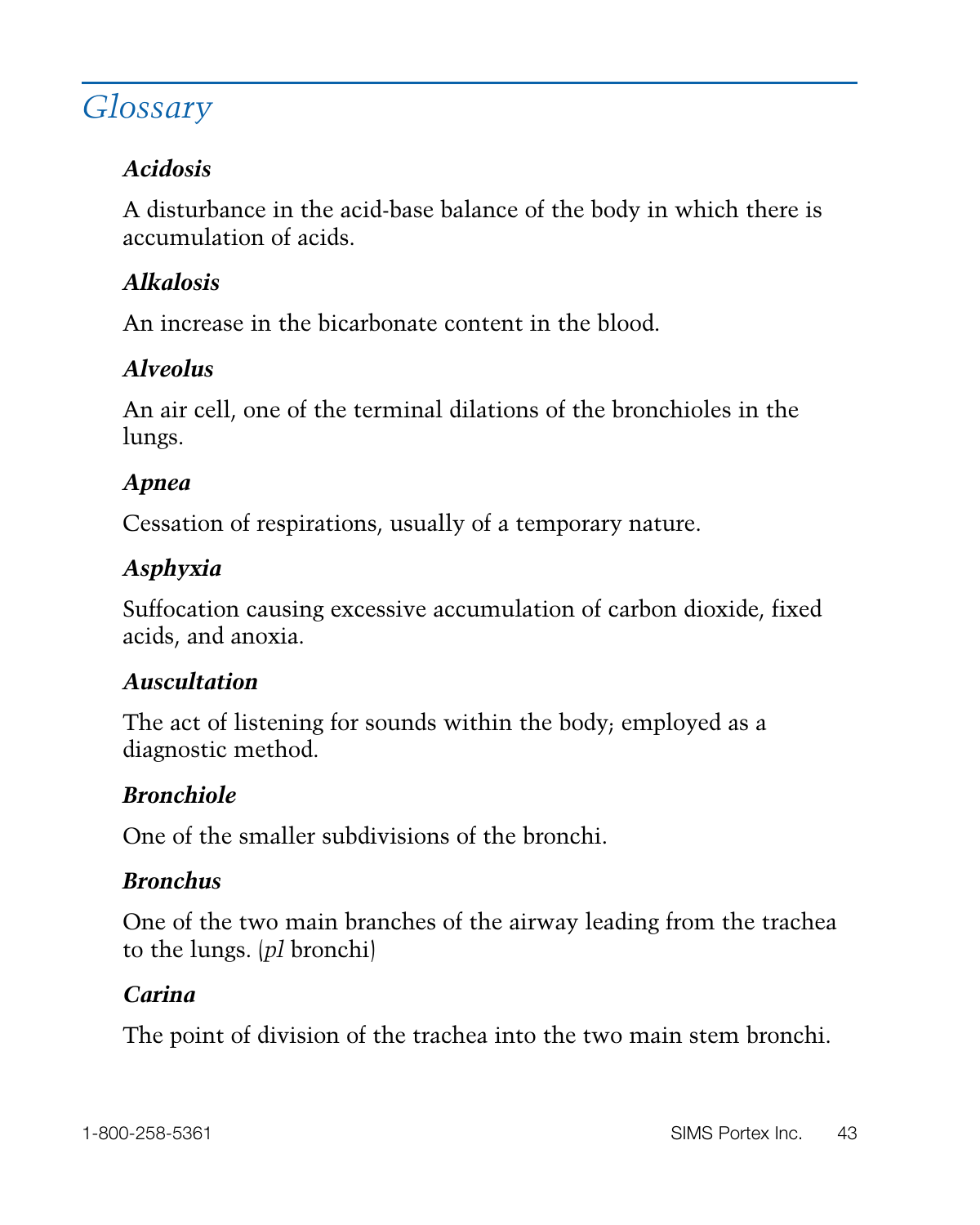# Glossary

***Acidosis***

A disturbance in the acid-base balance of the body in which there is accumulation of acids.

***Alkalosis***

An increase in the bicarbonate content in the blood.

***Alveolus***

An air cell, one of the terminal dilations of the bronchioles in the lungs.

***Apnea***

Cessation of respirations, usually of a temporary nature.

***Asphyxia***

Suffocation causing excessive accumulation of carbon dioxide, fixed acids, and anoxia.

***Auscultation***

The act of listening for sounds within the body; employed as a diagnostic method.

***Bronchiole***

One of the smaller subdivisions of the bronchi.

***Bronchus***

One of the two main branches of the airway leading from the trachea to the lungs. (*pl* bronchi)

***Carina***

The point of division of the trachea into the two main stem bronchi.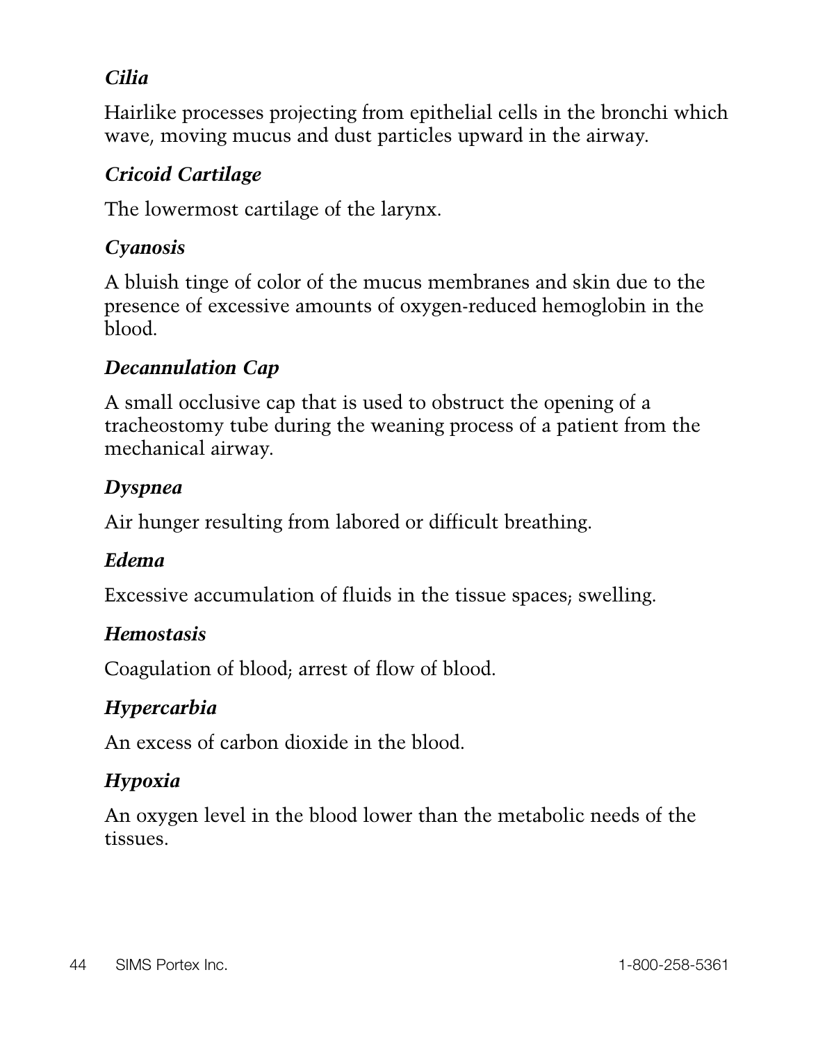***Cilia***

Hairlike processes projecting from epithelial cells in the bronchi which wave, moving mucus and dust particles upward in the airway.

***Cricoid Cartilage***

The lowermost cartilage of the larynx.

***Cyanosis***

A bluish tinge of color of the mucus membranes and skin due to the presence of excessive amounts of oxygen-reduced hemoglobin in the blood.

***Decannulation Cap***

A small occlusive cap that is used to obstruct the opening of a tracheostomy tube during the weaning process of a patient from the mechanical airway.

***Dyspnea***

Air hunger resulting from labored or difficult breathing.

***Edema***

Excessive accumulation of fluids in the tissue spaces; swelling.

***Hemostasis***

Coagulation of blood; arrest of flow of blood.

***Hypercarbia***

An excess of carbon dioxide in the blood.

***Hypoxia***

An oxygen level in the blood lower than the metabolic needs of the tissues.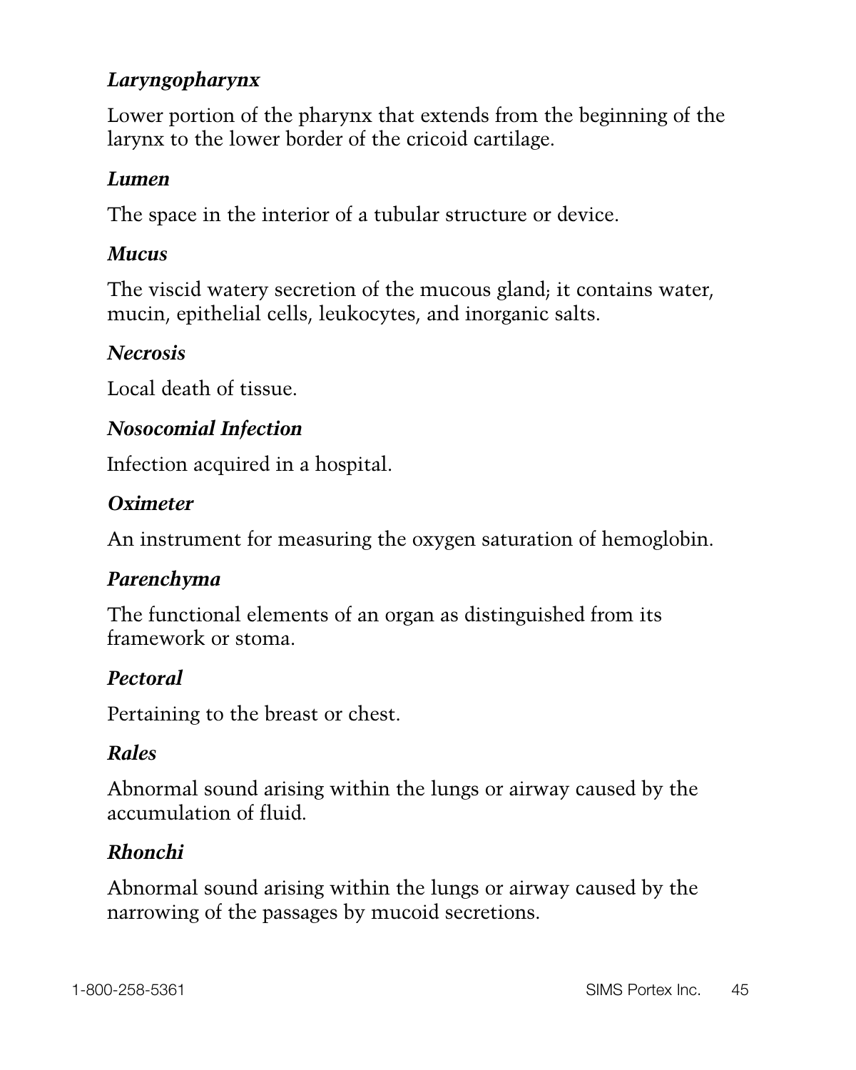***Laryngopharynx***

Lower portion of the pharynx that extends from the beginning of the larynx to the lower border of the cricoid cartilage.

***Lumen***

The space in the interior of a tubular structure or device.

***Mucus***

The viscid watery secretion of the mucous gland; it contains water, mucin, epithelial cells, leukocytes, and inorganic salts.

***Necrosis***

Local death of tissue.

***Nosocomial Infection***

Infection acquired in a hospital.

***Oximeter***

An instrument for measuring the oxygen saturation of hemoglobin.

***Parenchyma***

The functional elements of an organ as distinguished from its framework or stoma.

***Pectoral***

Pertaining to the breast or chest.

***Rales***

Abnormal sound arising within the lungs or airway caused by the accumulation of fluid.

***Rhonchi***

Abnormal sound arising within the lungs or airway caused by the narrowing of the passages by mucoid secretions.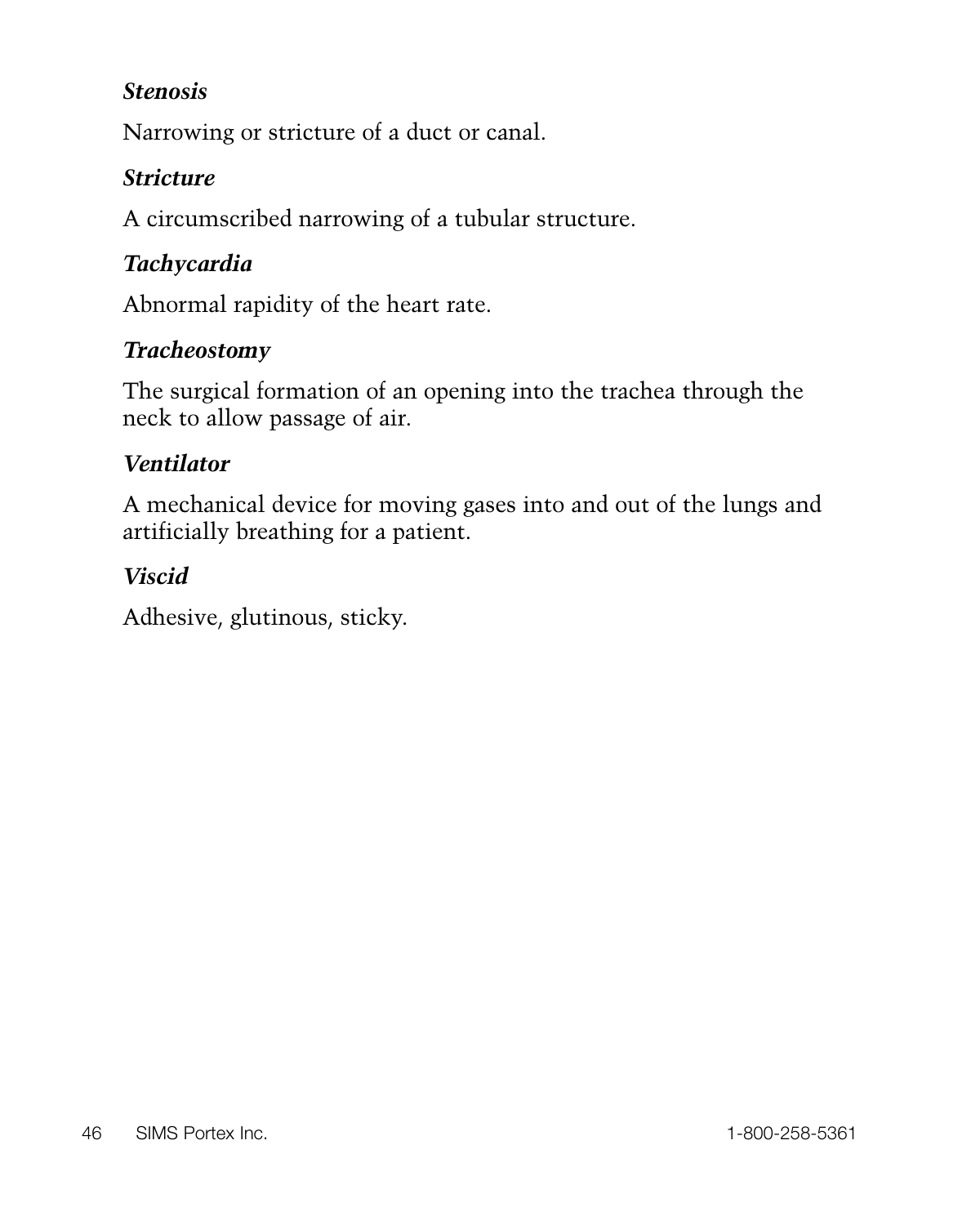***Stenosis***

Narrowing or stricture of a duct or canal.

***Stricture***

A circumscribed narrowing of a tubular structure.

***Tachycardia***

Abnormal rapidity of the heart rate.

***Tracheostomy***

The surgical formation of an opening into the trachea through the neck to allow passage of air.

***Ventilator***

A mechanical device for moving gases into and out of the lungs and artificially breathing for a patient.

***Viscid***

Adhesive, glutinous, sticky.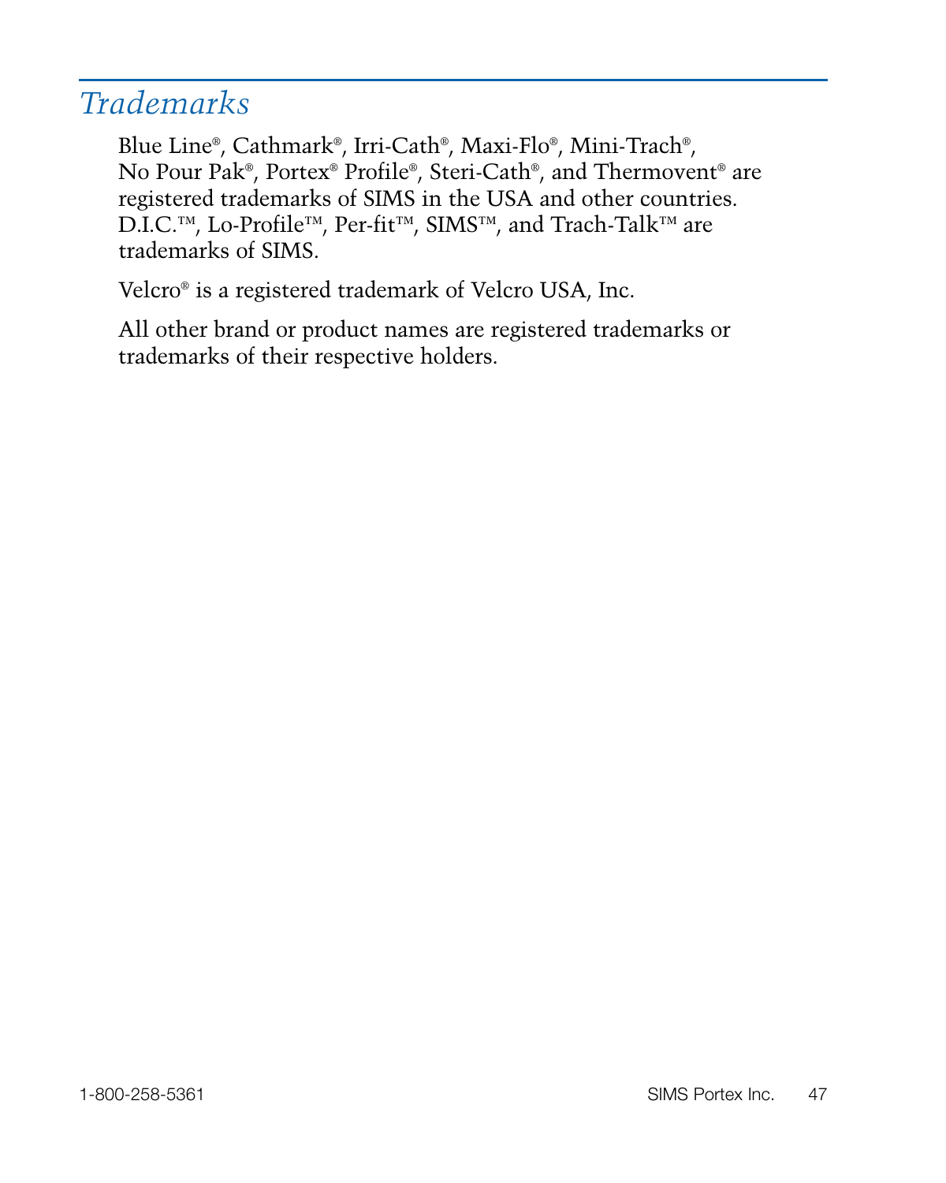## *Trademarks*

Blue Line®, Cathmark®, Irri-Cath®, Maxi-Flo®, Mini-Trach®, No Pour Pak®, Portex® Profile®, Steri-Cath®, and Thermovent® are registered trademarks of SIMS in the USA and other countries. D.I.C.™, Lo-Profile™, Per-fit™, SIMS™, and Trach-Talk™ are trademarks of SIMS.

Velcro® is a registered trademark of Velcro USA, Inc.

All other brand or product names are registered trademarks or trademarks of their respective holders.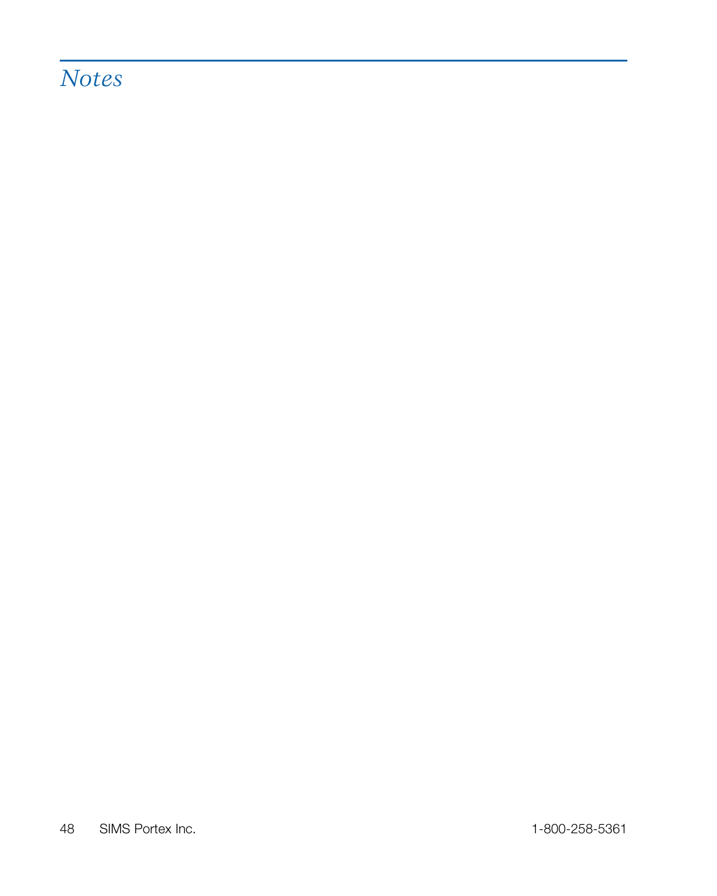# Notes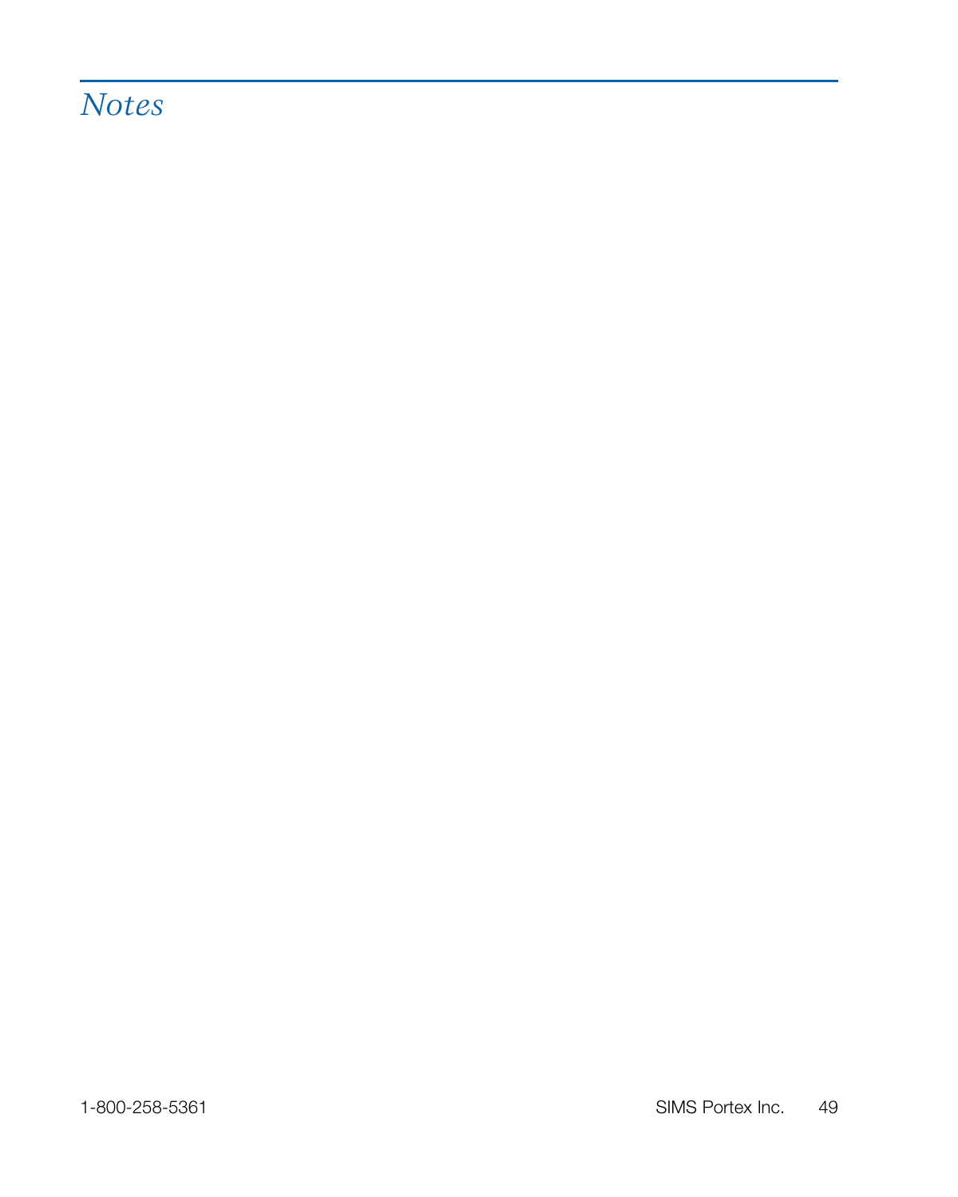# *Notes*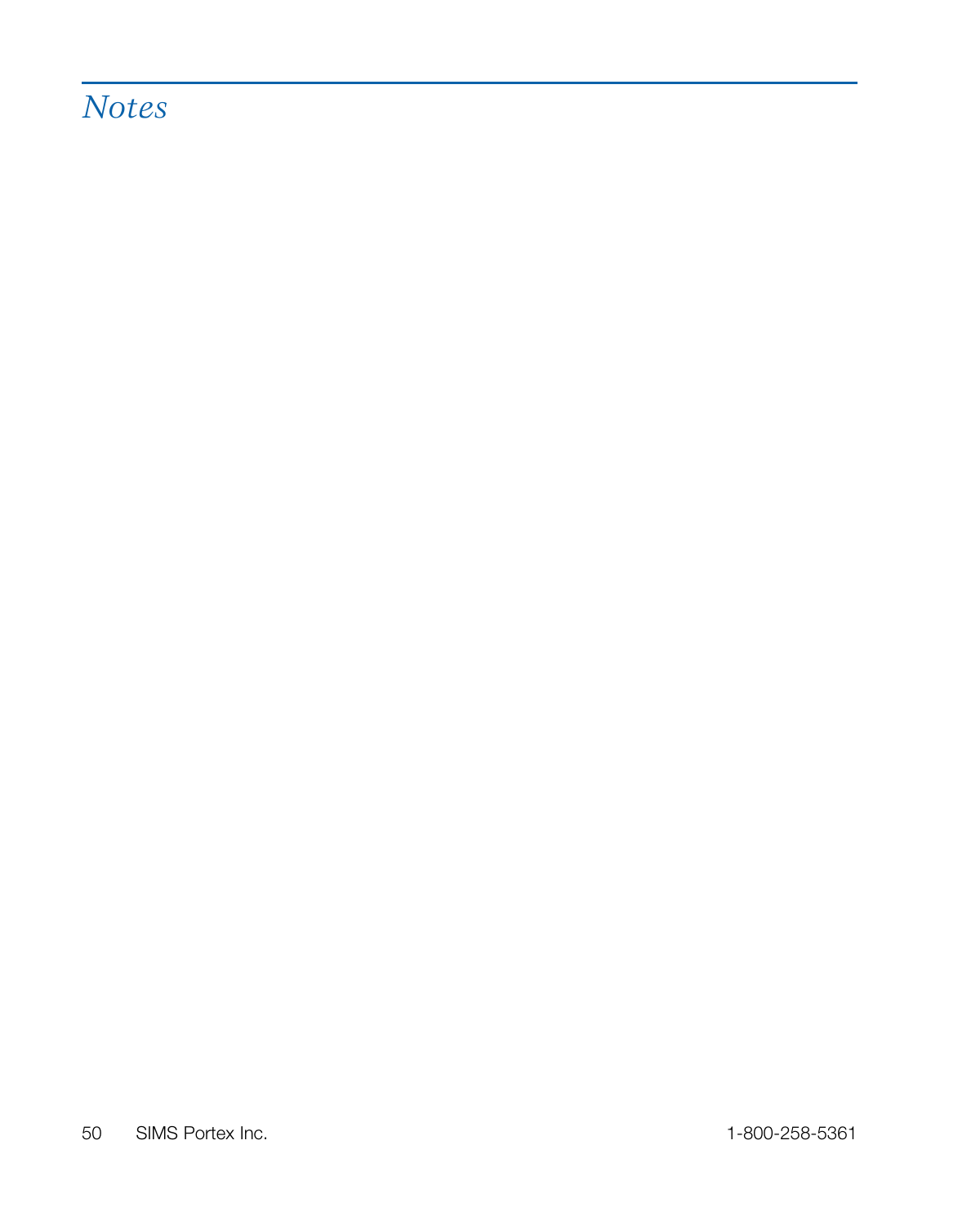# *Notes*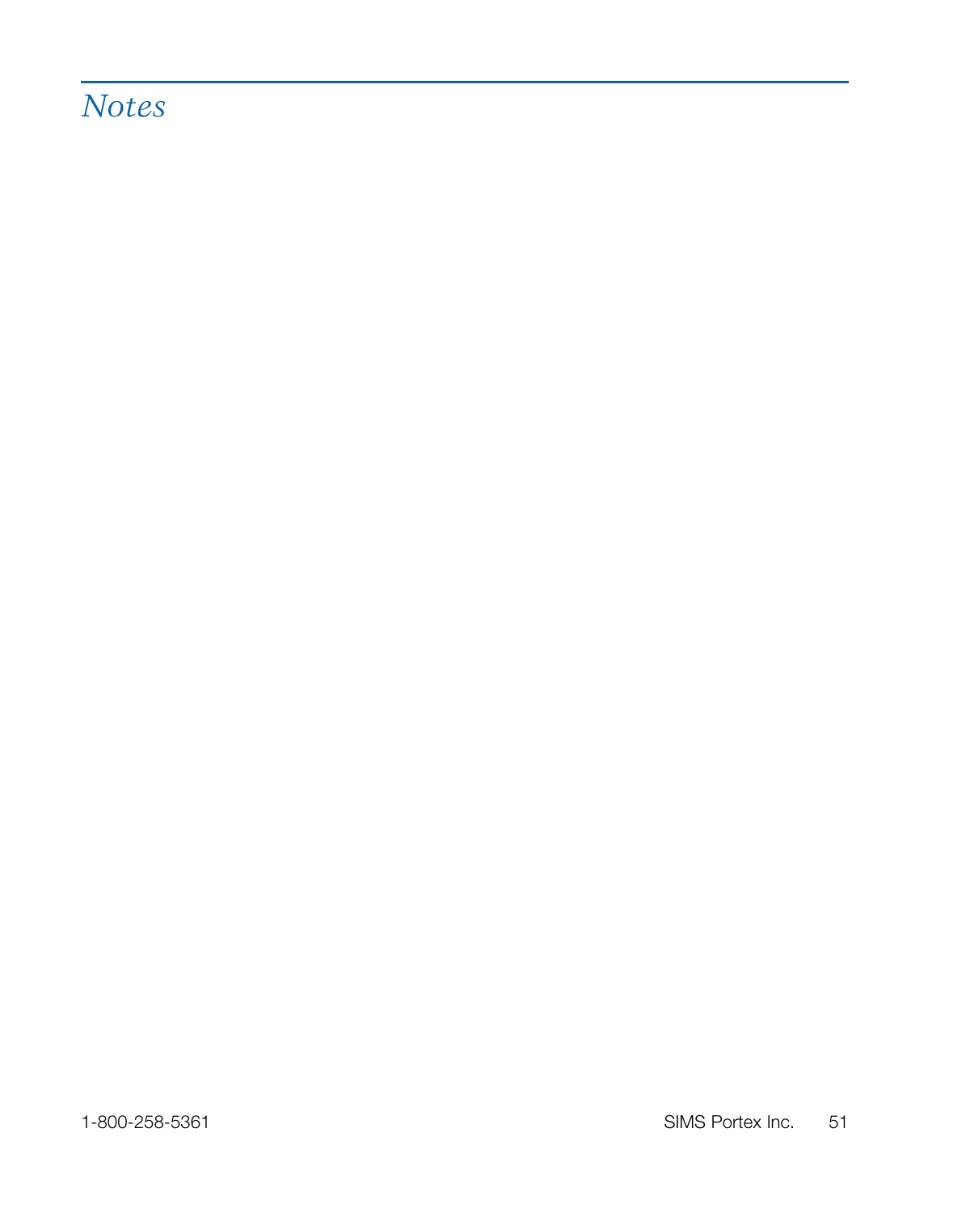# *Notes*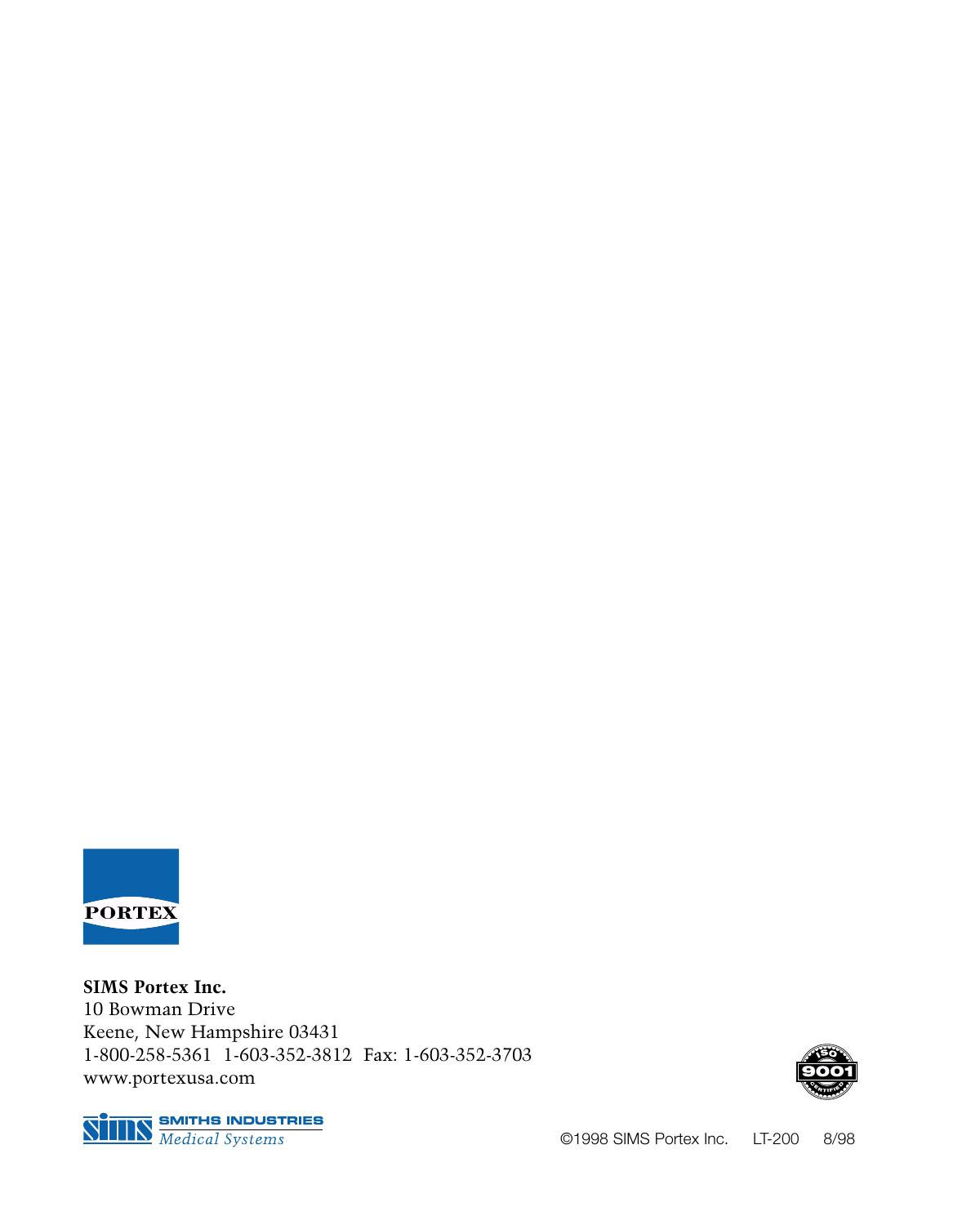PORTEX

**SIMS Portex Inc.**
10 Bowman Drive
Keene, New Hampshire 03431
1-800-258-5361 1-603-352-3812 Fax: 1-603-352-3703
www.portexusa.com

ISO 9001 CERTIFIED

SIMS SMITHS INDUSTRIES *Medical Systems*

©1998 SIMS Portex Inc. LT-200 8/98